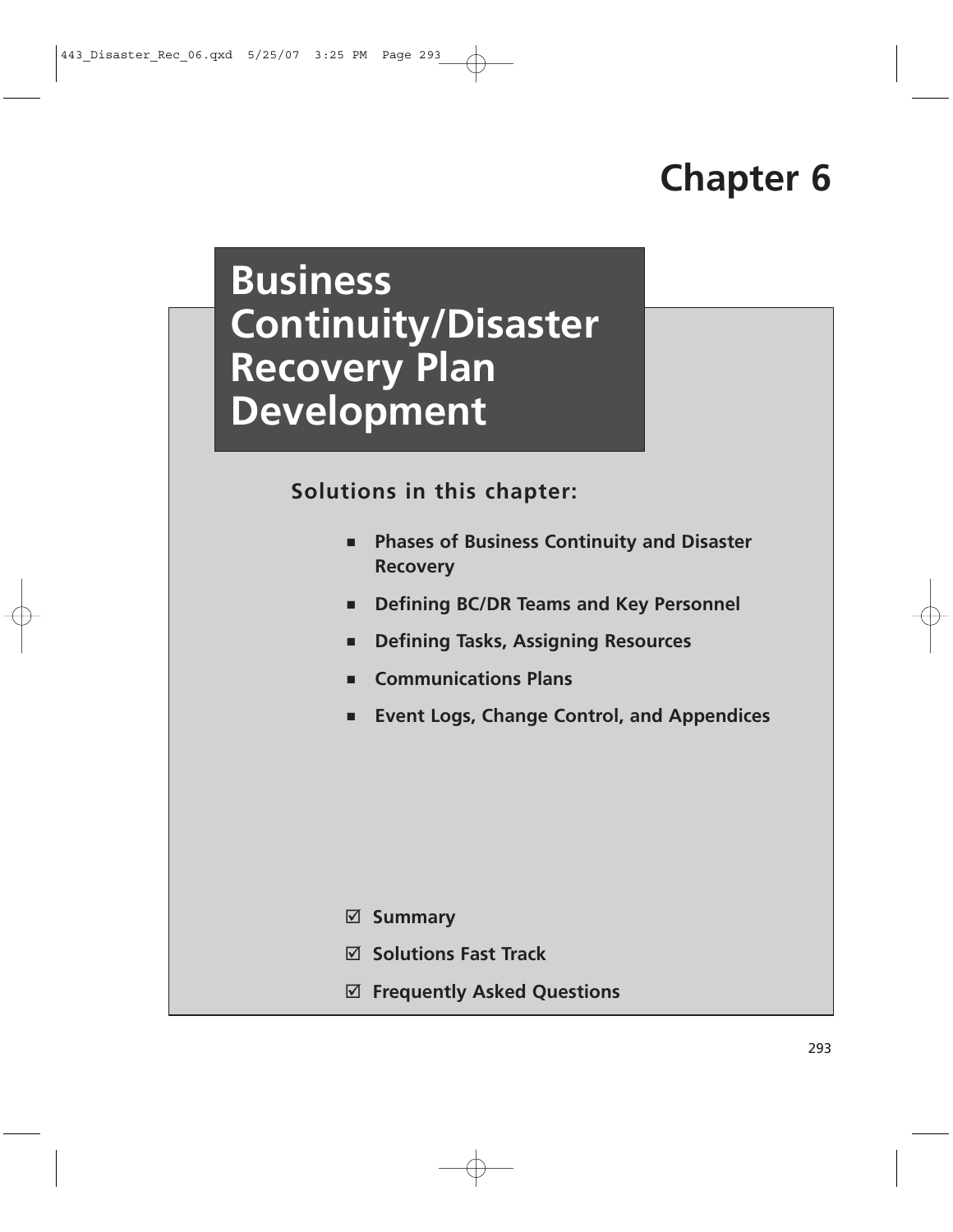# Chapter 6

# Business Continuity/Disaster Recovery Plan Development

**Solutions in this chapter:**

- **Phases of Business Continuity and Disaster Recovery**
- **Defining BC/DR Teams and Key Personnel**
- **Defining Tasks, Assigning Resources**
- **Communications Plans**
- **Event Logs, Change Control, and Appendices**

☑ **Summary**

☑ **Solutions Fast Track**

☑ **Frequently Asked Questions**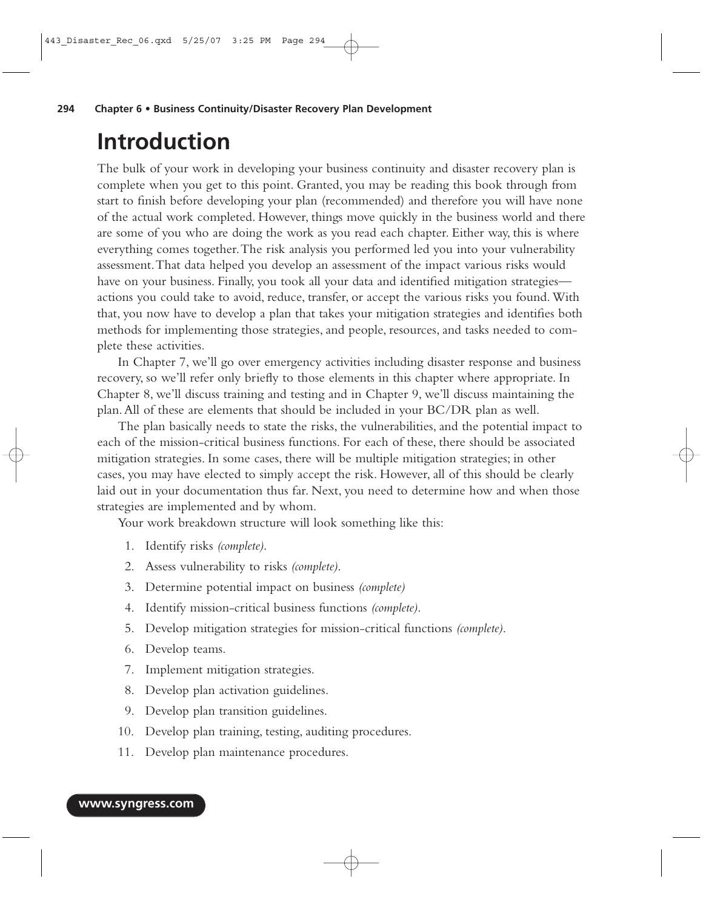# Introduction

The bulk of your work in developing your business continuity and disaster recovery plan is complete when you get to this point. Granted, you may be reading this book through from start to finish before developing your plan (recommended) and therefore you will have none of the actual work completed. However, things move quickly in the business world and there are some of you who are doing the work as you read each chapter. Either way, this is where everything comes together. The risk analysis you performed led you into your vulnerability assessment. That data helped you develop an assessment of the impact various risks would have on your business. Finally, you took all your data and identified mitigation strategies—actions you could take to avoid, reduce, transfer, or accept the various risks you found. With that, you now have to develop a plan that takes your mitigation strategies and identifies both methods for implementing those strategies, and people, resources, and tasks needed to complete these activities.

In Chapter 7, we'll go over emergency activities including disaster response and business recovery, so we'll refer only briefly to those elements in this chapter where appropriate. In Chapter 8, we'll discuss training and testing and in Chapter 9, we'll discuss maintaining the plan. All of these are elements that should be included in your BC/DR plan as well.

The plan basically needs to state the risks, the vulnerabilities, and the potential impact to each of the mission-critical business functions. For each of these, there should be associated mitigation strategies. In some cases, there will be multiple mitigation strategies; in other cases, you may have elected to simply accept the risk. However, all of this should be clearly laid out in your documentation thus far. Next, you need to determine how and when those strategies are implemented and by whom.

Your work breakdown structure will look something like this:

1. Identify risks *(complete)*.
2. Assess vulnerability to risks *(complete)*.
3. Determine potential impact on business *(complete)*
4. Identify mission-critical business functions *(complete)*.
5. Develop mitigation strategies for mission-critical functions *(complete)*.
6. Develop teams.
7. Implement mitigation strategies.
8. Develop plan activation guidelines.
9. Develop plan transition guidelines.
10. Develop plan training, testing, auditing procedures.
11. Develop plan maintenance procedures.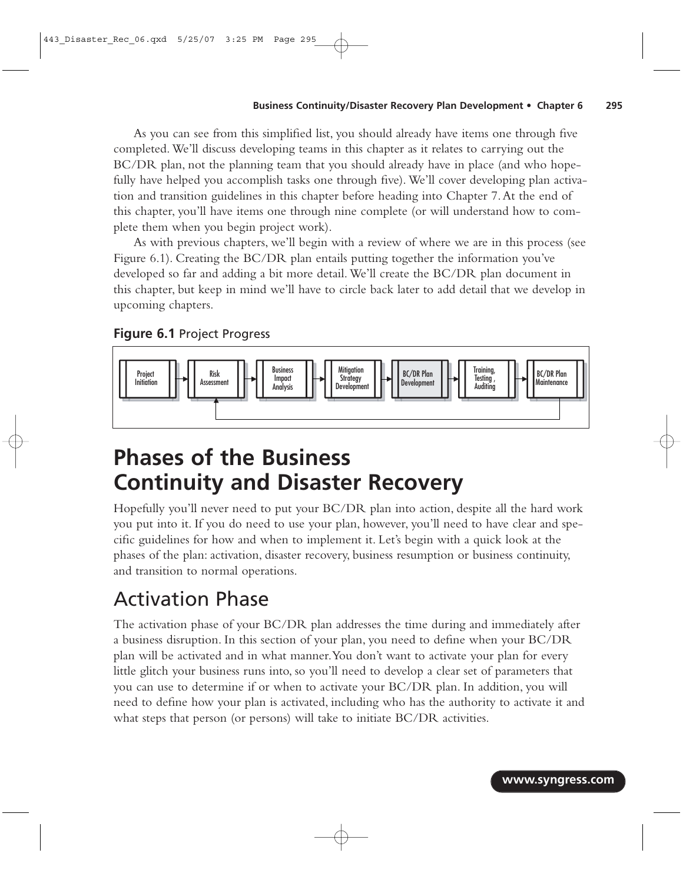As you can see from this simplified list, you should already have items one through five completed. We'll discuss developing teams in this chapter as it relates to carrying out the BC/DR plan, not the planning team that you should already have in place (and who hopefully have helped you accomplish tasks one through five). We'll cover developing plan activation and transition guidelines in this chapter before heading into Chapter 7. At the end of this chapter, you'll have items one through nine complete (or will understand how to complete them when you begin project work).

As with previous chapters, we'll begin with a review of where we are in this process (see Figure 6.1). Creating the BC/DR plan entails putting together the information you've developed so far and adding a bit more detail. We'll create the BC/DR plan document in this chapter, but keep in mind we'll have to circle back later to add detail that we develop in upcoming chapters.

**Figure 6.1** Project Progress

Project Initiation → Risk Assessment → Business Impact Analysis → Mitigation Strategy Development → BC/DR Plan Development → Training, Testing, Auditing → BC/DR Plan Maintenance

# Phases of the Business Continuity and Disaster Recovery

Hopefully you'll never need to put your BC/DR plan into action, despite all the hard work you put into it. If you do need to use your plan, however, you'll need to have clear and specific guidelines for how and when to implement it. Let's begin with a quick look at the phases of the plan: activation, disaster recovery, business resumption or business continuity, and transition to normal operations.

## Activation Phase

The activation phase of your BC/DR plan addresses the time during and immediately after a business disruption. In this section of your plan, you need to define when your BC/DR plan will be activated and in what manner. You don't want to activate your plan for every little glitch your business runs into, so you'll need to develop a clear set of parameters that you can use to determine if or when to activate your BC/DR plan. In addition, you will need to define how your plan is activated, including who has the authority to activate it and what steps that person (or persons) will take to initiate BC/DR activities.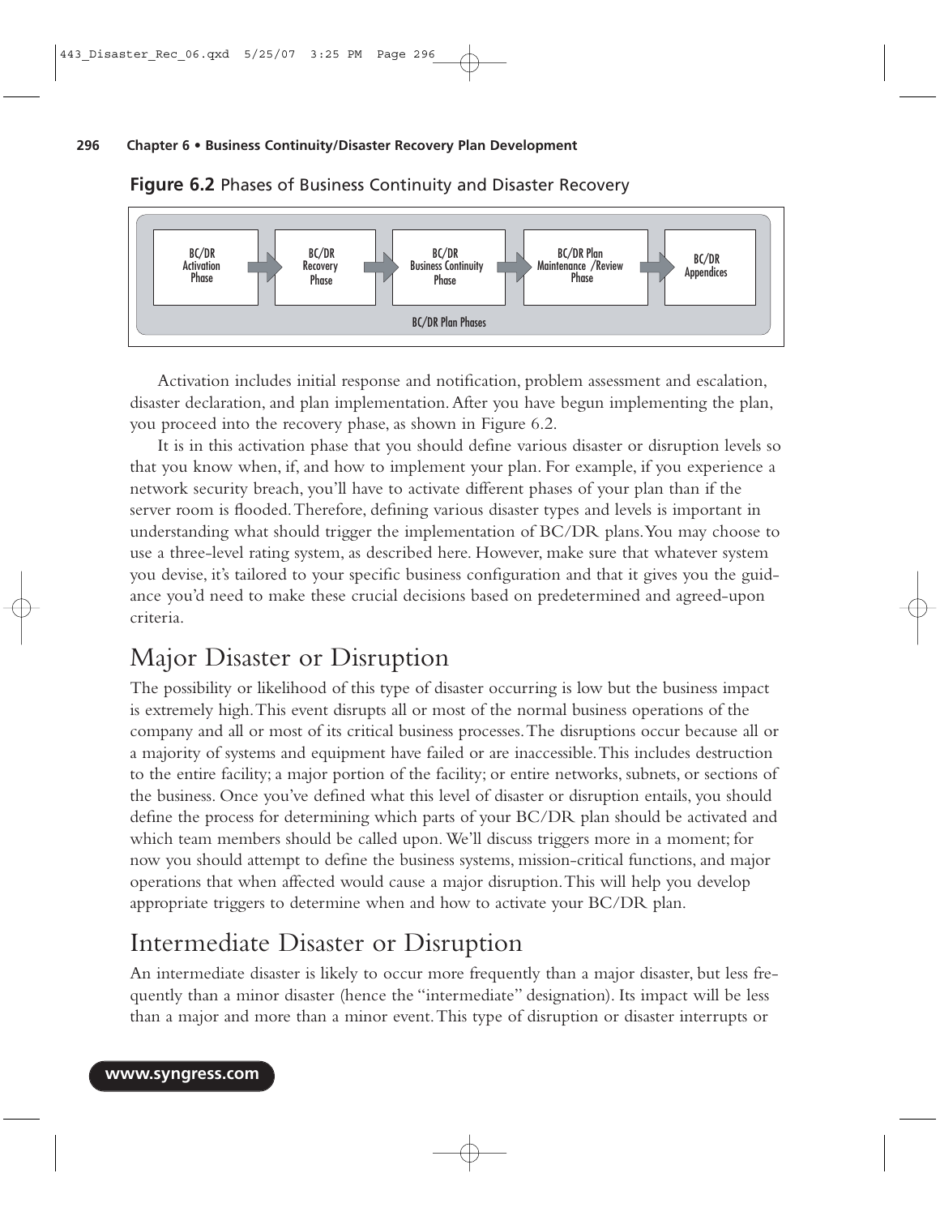**Figure 6.2** Phases of Business Continuity and Disaster Recovery

BC/DR Activation Phase → BC/DR Recovery Phase → BC/DR Business Continuity Phase → BC/DR Plan Maintenance /Review Phase → BC/DR Appendices

BC/DR Plan Phases

Activation includes initial response and notification, problem assessment and escalation, disaster declaration, and plan implementation. After you have begun implementing the plan, you proceed into the recovery phase, as shown in Figure 6.2.

It is in this activation phase that you should define various disaster or disruption levels so that you know when, if, and how to implement your plan. For example, if you experience a network security breach, you'll have to activate different phases of your plan than if the server room is flooded. Therefore, defining various disaster types and levels is important in understanding what should trigger the implementation of BC/DR plans. You may choose to use a three-level rating system, as described here. However, make sure that whatever system you devise, it's tailored to your specific business configuration and that it gives you the guidance you'd need to make these crucial decisions based on predetermined and agreed-upon criteria.

## Major Disaster or Disruption

The possibility or likelihood of this type of disaster occurring is low but the business impact is extremely high. This event disrupts all or most of the normal business operations of the company and all or most of its critical business processes. The disruptions occur because all or a majority of systems and equipment have failed or are inaccessible. This includes destruction to the entire facility; a major portion of the facility; or entire networks, subnets, or sections of the business. Once you've defined what this level of disaster or disruption entails, you should define the process for determining which parts of your BC/DR plan should be activated and which team members should be called upon. We'll discuss triggers more in a moment; for now you should attempt to define the business systems, mission-critical functions, and major operations that when affected would cause a major disruption. This will help you develop appropriate triggers to determine when and how to activate your BC/DR plan.

## Intermediate Disaster or Disruption

An intermediate disaster is likely to occur more frequently than a major disaster, but less frequently than a minor disaster (hence the "intermediate" designation). Its impact will be less than a major and more than a minor event. This type of disruption or disaster interrupts or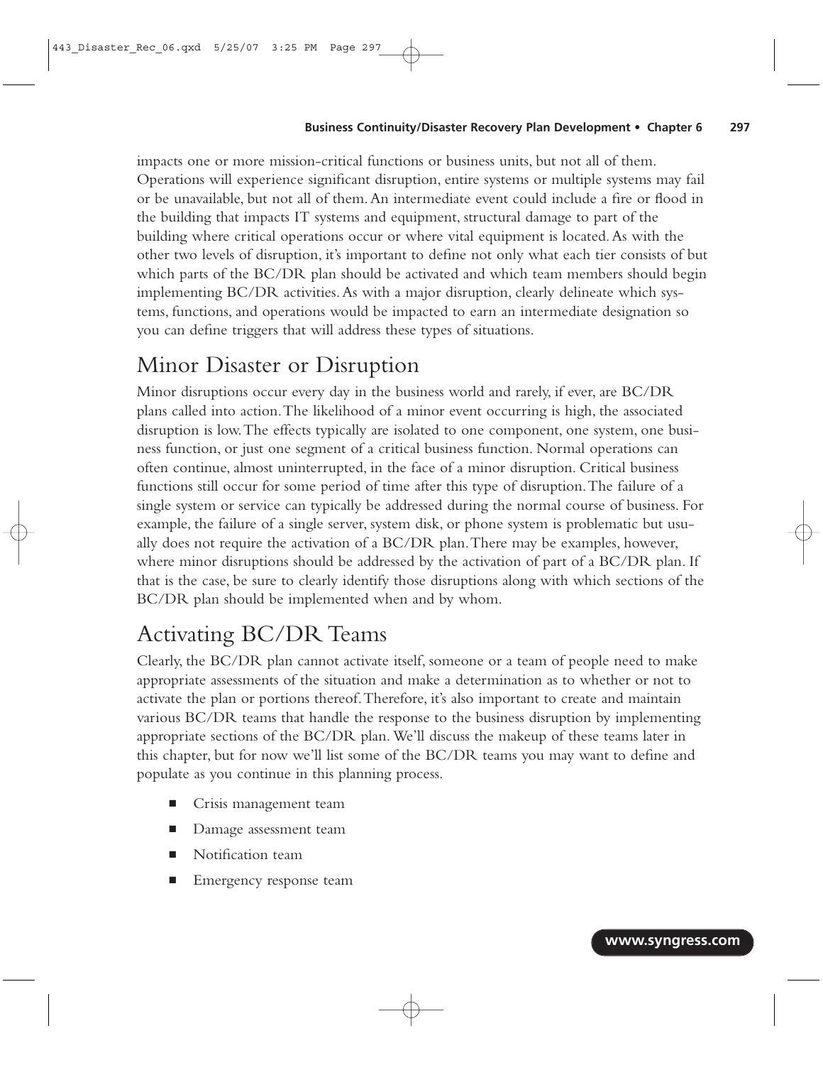impacts one or more mission-critical functions or business units, but not all of them. Operations will experience significant disruption, entire systems or multiple systems may fail or be unavailable, but not all of them. An intermediate event could include a fire or flood in the building that impacts IT systems and equipment, structural damage to part of the building where critical operations occur or where vital equipment is located. As with the other two levels of disruption, it's important to define not only what each tier consists of but which parts of the BC/DR plan should be activated and which team members should begin implementing BC/DR activities. As with a major disruption, clearly delineate which systems, functions, and operations would be impacted to earn an intermediate designation so you can define triggers that will address these types of situations.

## Minor Disaster or Disruption

Minor disruptions occur every day in the business world and rarely, if ever, are BC/DR plans called into action. The likelihood of a minor event occurring is high, the associated disruption is low. The effects typically are isolated to one component, one system, one business function, or just one segment of a critical business function. Normal operations can often continue, almost uninterrupted, in the face of a minor disruption. Critical business functions still occur for some period of time after this type of disruption. The failure of a single system or service can typically be addressed during the normal course of business. For example, the failure of a single server, system disk, or phone system is problematic but usually does not require the activation of a BC/DR plan. There may be examples, however, where minor disruptions should be addressed by the activation of part of a BC/DR plan. If that is the case, be sure to clearly identify those disruptions along with which sections of the BC/DR plan should be implemented when and by whom.

## Activating BC/DR Teams

Clearly, the BC/DR plan cannot activate itself, someone or a team of people need to make appropriate assessments of the situation and make a determination as to whether or not to activate the plan or portions thereof. Therefore, it's also important to create and maintain various BC/DR teams that handle the response to the business disruption by implementing appropriate sections of the BC/DR plan. We'll discuss the makeup of these teams later in this chapter, but for now we'll list some of the BC/DR teams you may want to define and populate as you continue in this planning process.

- Crisis management team
- Damage assessment team
- Notification team
- Emergency response team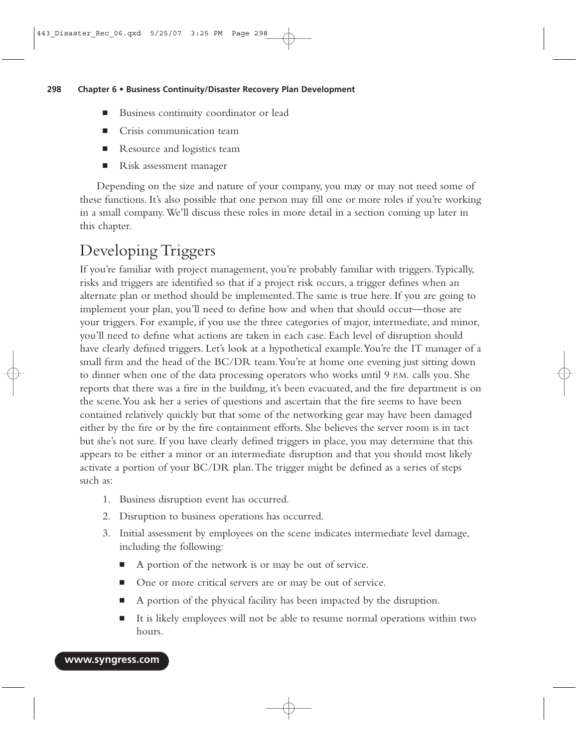- Business continuity coordinator or lead
- Crisis communication team
- Resource and logistics team
- Risk assessment manager

Depending on the size and nature of your company, you may or may not need some of these functions. It's also possible that one person may fill one or more roles if you're working in a small company. We'll discuss these roles in more detail in a section coming up later in this chapter.

## Developing Triggers

If you're familiar with project management, you're probably familiar with triggers. Typically, risks and triggers are identified so that if a project risk occurs, a trigger defines when an alternate plan or method should be implemented. The same is true here. If you are going to implement your plan, you'll need to define how and when that should occur—those are your triggers. For example, if you use the three categories of major, intermediate, and minor, you'll need to define what actions are taken in each case. Each level of disruption should have clearly defined triggers. Let's look at a hypothetical example. You're the IT manager of a small firm and the head of the BC/DR team. You're at home one evening just sitting down to dinner when one of the data processing operators who works until 9 P.M. calls you. She reports that there was a fire in the building, it's been evacuated, and the fire department is on the scene. You ask her a series of questions and ascertain that the fire seems to have been contained relatively quickly but that some of the networking gear may have been damaged either by the fire or by the fire containment efforts. She believes the server room is in tact but she's not sure. If you have clearly defined triggers in place, you may determine that this appears to be either a minor or an intermediate disruption and that you should most likely activate a portion of your BC/DR plan. The trigger might be defined as a series of steps such as:

1. Business disruption event has occurred.
2. Disruption to business operations has occurred.
3. Initial assessment by employees on the scene indicates intermediate level damage, including the following:
   - A portion of the network is or may be out of service.
   - One or more critical servers are or may be out of service.
   - A portion of the physical facility has been impacted by the disruption.
   - It is likely employees will not be able to resume normal operations within two hours.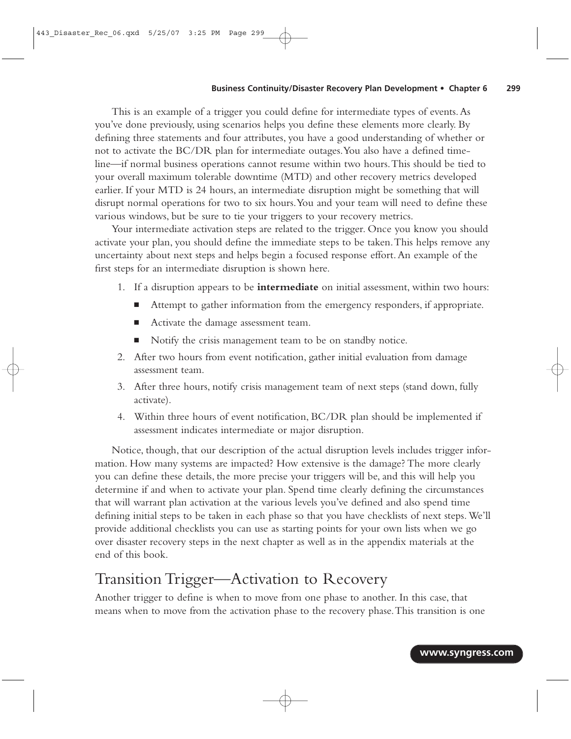This is an example of a trigger you could define for intermediate types of events. As you've done previously, using scenarios helps you define these elements more clearly. By defining three statements and four attributes, you have a good understanding of whether or not to activate the BC/DR plan for intermediate outages. You also have a defined timeline—if normal business operations cannot resume within two hours. This should be tied to your overall maximum tolerable downtime (MTD) and other recovery metrics developed earlier. If your MTD is 24 hours, an intermediate disruption might be something that will disrupt normal operations for two to six hours. You and your team will need to define these various windows, but be sure to tie your triggers to your recovery metrics.

Your intermediate activation steps are related to the trigger. Once you know you should activate your plan, you should define the immediate steps to be taken. This helps remove any uncertainty about next steps and helps begin a focused response effort. An example of the first steps for an intermediate disruption is shown here.

1. If a disruption appears to be **intermediate** on initial assessment, within two hours:
   - Attempt to gather information from the emergency responders, if appropriate.
   - Activate the damage assessment team.
   - Notify the crisis management team to be on standby notice.
2. After two hours from event notification, gather initial evaluation from damage assessment team.
3. After three hours, notify crisis management team of next steps (stand down, fully activate).
4. Within three hours of event notification, BC/DR plan should be implemented if assessment indicates intermediate or major disruption.

Notice, though, that our description of the actual disruption levels includes trigger information. How many systems are impacted? How extensive is the damage? The more clearly you can define these details, the more precise your triggers will be, and this will help you determine if and when to activate your plan. Spend time clearly defining the circumstances that will warrant plan activation at the various levels you've defined and also spend time defining initial steps to be taken in each phase so that you have checklists of next steps. We'll provide additional checklists you can use as starting points for your own lists when we go over disaster recovery steps in the next chapter as well as in the appendix materials at the end of this book.

## Transition Trigger—Activation to Recovery

Another trigger to define is when to move from one phase to another. In this case, that means when to move from the activation phase to the recovery phase. This transition is one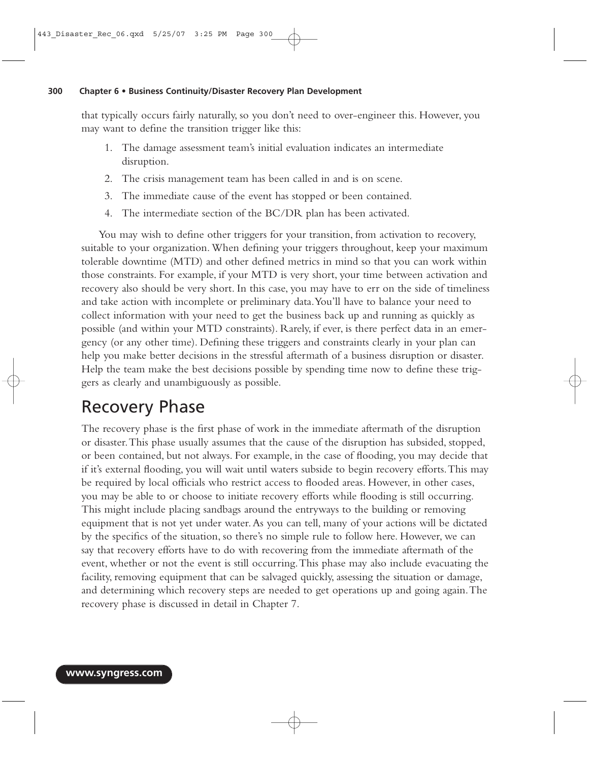that typically occurs fairly naturally, so you don't need to over-engineer this. However, you may want to define the transition trigger like this:

1. The damage assessment team's initial evaluation indicates an intermediate disruption.
2. The crisis management team has been called in and is on scene.
3. The immediate cause of the event has stopped or been contained.
4. The intermediate section of the BC/DR plan has been activated.

You may wish to define other triggers for your transition, from activation to recovery, suitable to your organization. When defining your triggers throughout, keep your maximum tolerable downtime (MTD) and other defined metrics in mind so that you can work within those constraints. For example, if your MTD is very short, your time between activation and recovery also should be very short. In this case, you may have to err on the side of timeliness and take action with incomplete or preliminary data. You'll have to balance your need to collect information with your need to get the business back up and running as quickly as possible (and within your MTD constraints). Rarely, if ever, is there perfect data in an emergency (or any other time). Defining these triggers and constraints clearly in your plan can help you make better decisions in the stressful aftermath of a business disruption or disaster. Help the team make the best decisions possible by spending time now to define these triggers as clearly and unambiguously as possible.

## Recovery Phase

The recovery phase is the first phase of work in the immediate aftermath of the disruption or disaster. This phase usually assumes that the cause of the disruption has subsided, stopped, or been contained, but not always. For example, in the case of flooding, you may decide that if it's external flooding, you will wait until waters subside to begin recovery efforts. This may be required by local officials who restrict access to flooded areas. However, in other cases, you may be able to or choose to initiate recovery efforts while flooding is still occurring. This might include placing sandbags around the entryways to the building or removing equipment that is not yet under water. As you can tell, many of your actions will be dictated by the specifics of the situation, so there's no simple rule to follow here. However, we can say that recovery efforts have to do with recovering from the immediate aftermath of the event, whether or not the event is still occurring. This phase may also include evacuating the facility, removing equipment that can be salvaged quickly, assessing the situation or damage, and determining which recovery steps are needed to get operations up and going again. The recovery phase is discussed in detail in Chapter 7.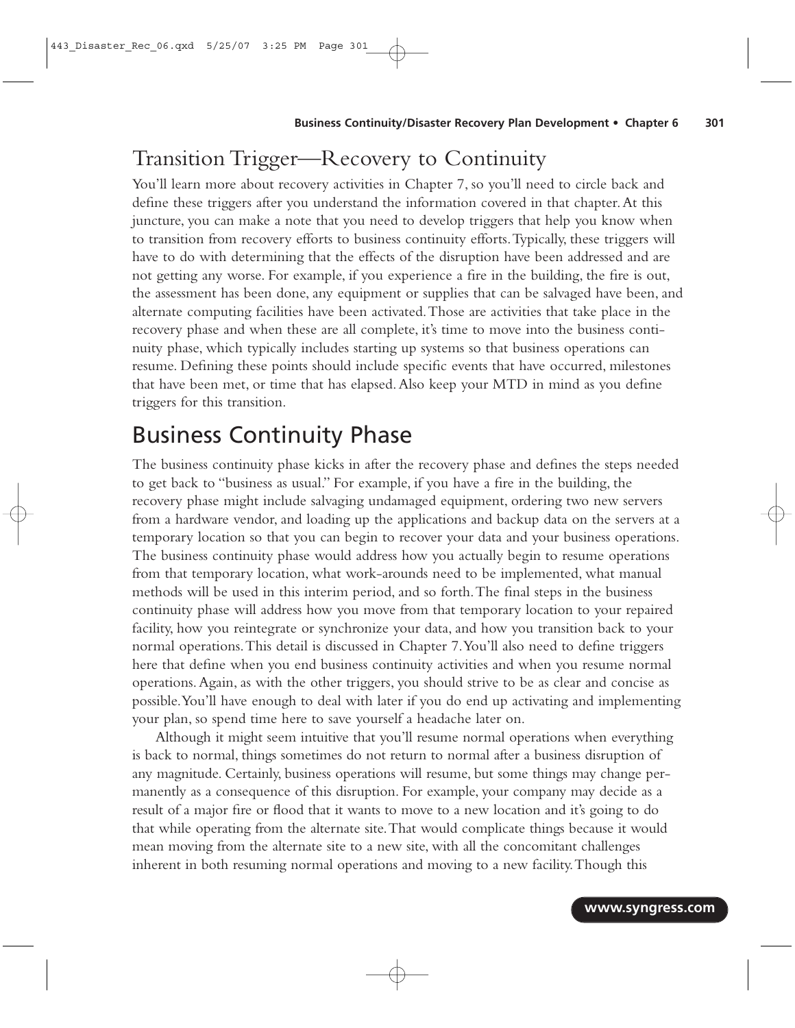## Transition Trigger—Recovery to Continuity

You'll learn more about recovery activities in Chapter 7, so you'll need to circle back and define these triggers after you understand the information covered in that chapter. At this juncture, you can make a note that you need to develop triggers that help you know when to transition from recovery efforts to business continuity efforts. Typically, these triggers will have to do with determining that the effects of the disruption have been addressed and are not getting any worse. For example, if you experience a fire in the building, the fire is out, the assessment has been done, any equipment or supplies that can be salvaged have been, and alternate computing facilities have been activated. Those are activities that take place in the recovery phase and when these are all complete, it's time to move into the business continuity phase, which typically includes starting up systems so that business operations can resume. Defining these points should include specific events that have occurred, milestones that have been met, or time that has elapsed. Also keep your MTD in mind as you define triggers for this transition.

## Business Continuity Phase

The business continuity phase kicks in after the recovery phase and defines the steps needed to get back to "business as usual." For example, if you have a fire in the building, the recovery phase might include salvaging undamaged equipment, ordering two new servers from a hardware vendor, and loading up the applications and backup data on the servers at a temporary location so that you can begin to recover your data and your business operations. The business continuity phase would address how you actually begin to resume operations from that temporary location, what work-arounds need to be implemented, what manual methods will be used in this interim period, and so forth. The final steps in the business continuity phase will address how you move from that temporary location to your repaired facility, how you reintegrate or synchronize your data, and how you transition back to your normal operations. This detail is discussed in Chapter 7. You'll also need to define triggers here that define when you end business continuity activities and when you resume normal operations. Again, as with the other triggers, you should strive to be as clear and concise as possible. You'll have enough to deal with later if you do end up activating and implementing your plan, so spend time here to save yourself a headache later on.

Although it might seem intuitive that you'll resume normal operations when everything is back to normal, things sometimes do not return to normal after a business disruption of any magnitude. Certainly, business operations will resume, but some things may change permanently as a consequence of this disruption. For example, your company may decide as a result of a major fire or flood that it wants to move to a new location and it's going to do that while operating from the alternate site. That would complicate things because it would mean moving from the alternate site to a new site, with all the concomitant challenges inherent in both resuming normal operations and moving to a new facility. Though this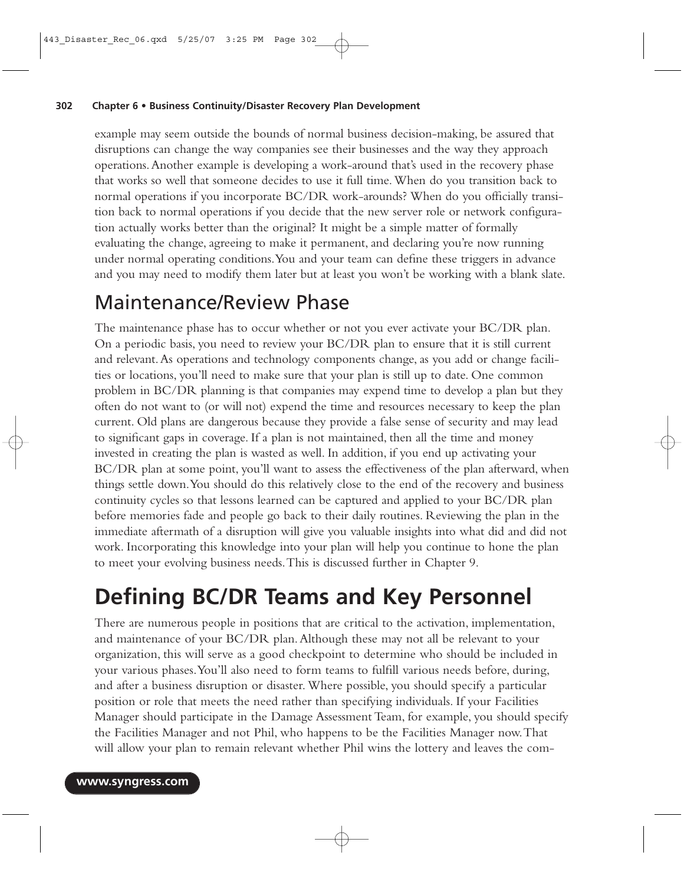example may seem outside the bounds of normal business decision-making, be assured that disruptions can change the way companies see their businesses and the way they approach operations. Another example is developing a work-around that's used in the recovery phase that works so well that someone decides to use it full time. When do you transition back to normal operations if you incorporate BC/DR work-arounds? When do you officially transition back to normal operations if you decide that the new server role or network configuration actually works better than the original? It might be a simple matter of formally evaluating the change, agreeing to make it permanent, and declaring you're now running under normal operating conditions. You and your team can define these triggers in advance and you may need to modify them later but at least you won't be working with a blank slate.

## Maintenance/Review Phase

The maintenance phase has to occur whether or not you ever activate your BC/DR plan. On a periodic basis, you need to review your BC/DR plan to ensure that it is still current and relevant. As operations and technology components change, as you add or change facilities or locations, you'll need to make sure that your plan is still up to date. One common problem in BC/DR planning is that companies may expend time to develop a plan but they often do not want to (or will not) expend the time and resources necessary to keep the plan current. Old plans are dangerous because they provide a false sense of security and may lead to significant gaps in coverage. If a plan is not maintained, then all the time and money invested in creating the plan is wasted as well. In addition, if you end up activating your BC/DR plan at some point, you'll want to assess the effectiveness of the plan afterward, when things settle down. You should do this relatively close to the end of the recovery and business continuity cycles so that lessons learned can be captured and applied to your BC/DR plan before memories fade and people go back to their daily routines. Reviewing the plan in the immediate aftermath of a disruption will give you valuable insights into what did and did not work. Incorporating this knowledge into your plan will help you continue to hone the plan to meet your evolving business needs. This is discussed further in Chapter 9.

# Defining BC/DR Teams and Key Personnel

There are numerous people in positions that are critical to the activation, implementation, and maintenance of your BC/DR plan. Although these may not all be relevant to your organization, this will serve as a good checkpoint to determine who should be included in your various phases. You'll also need to form teams to fulfill various needs before, during, and after a business disruption or disaster. Where possible, you should specify a particular position or role that meets the need rather than specifying individuals. If your Facilities Manager should participate in the Damage Assessment Team, for example, you should specify the Facilities Manager and not Phil, who happens to be the Facilities Manager now. That will allow your plan to remain relevant whether Phil wins the lottery and leaves the com-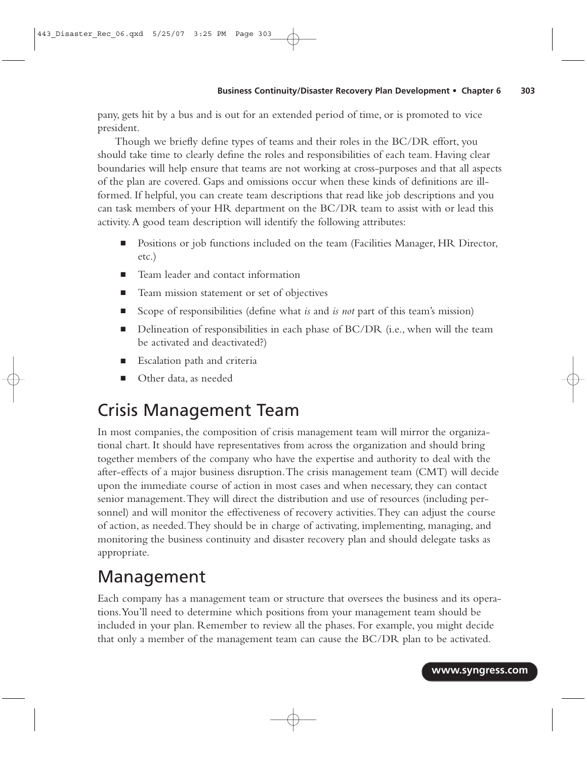pany, gets hit by a bus and is out for an extended period of time, or is promoted to vice president.

Though we briefly define types of teams and their roles in the BC/DR effort, you should take time to clearly define the roles and responsibilities of each team. Having clear boundaries will help ensure that teams are not working at cross-purposes and that all aspects of the plan are covered. Gaps and omissions occur when these kinds of definitions are ill-formed. If helpful, you can create team descriptions that read like job descriptions and you can task members of your HR department on the BC/DR team to assist with or lead this activity. A good team description will identify the following attributes:

- Positions or job functions included on the team (Facilities Manager, HR Director, etc.)
- Team leader and contact information
- Team mission statement or set of objectives
- Scope of responsibilities (define what *is* and *is not* part of this team's mission)
- Delineation of responsibilities in each phase of BC/DR (i.e., when will the team be activated and deactivated?)
- Escalation path and criteria
- Other data, as needed

## Crisis Management Team

In most companies, the composition of crisis management team will mirror the organizational chart. It should have representatives from across the organization and should bring together members of the company who have the expertise and authority to deal with the after-effects of a major business disruption. The crisis management team (CMT) will decide upon the immediate course of action in most cases and when necessary, they can contact senior management. They will direct the distribution and use of resources (including personnel) and will monitor the effectiveness of recovery activities. They can adjust the course of action, as needed. They should be in charge of activating, implementing, managing, and monitoring the business continuity and disaster recovery plan and should delegate tasks as appropriate.

## Management

Each company has a management team or structure that oversees the business and its operations. You'll need to determine which positions from your management team should be included in your plan. Remember to review all the phases. For example, you might decide that only a member of the management team can cause the BC/DR plan to be activated.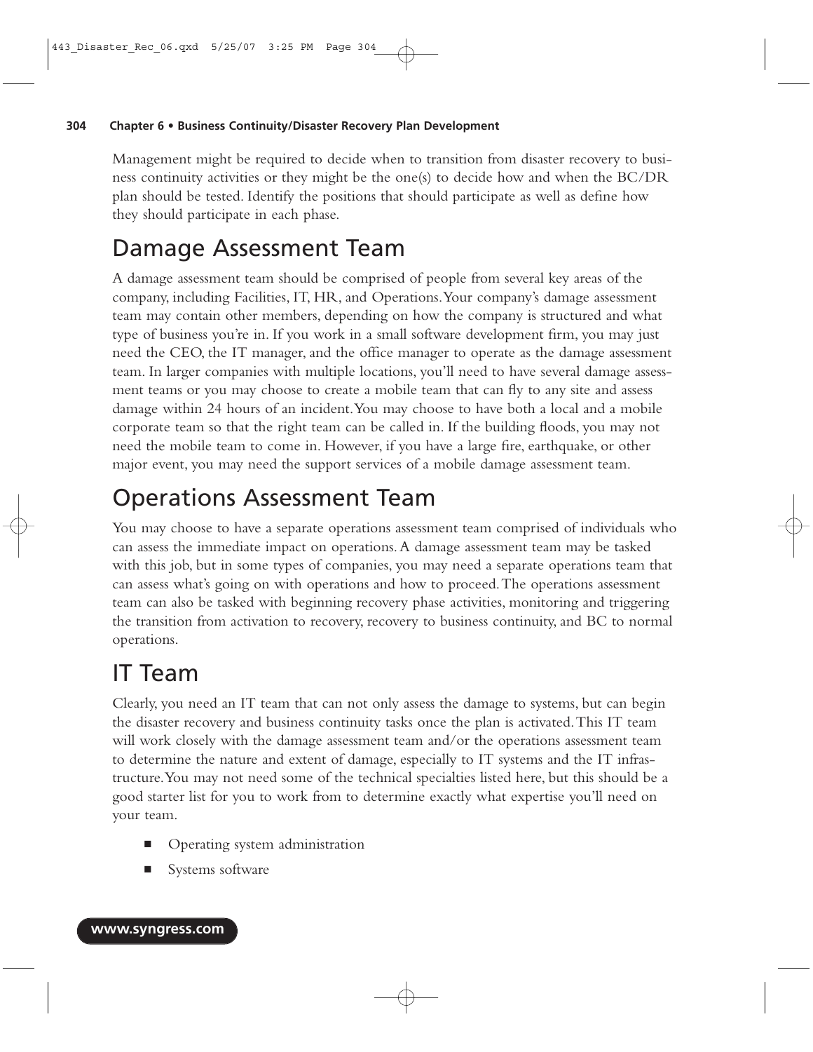Management might be required to decide when to transition from disaster recovery to business continuity activities or they might be the one(s) to decide how and when the BC/DR plan should be tested. Identify the positions that should participate as well as define how they should participate in each phase.

## Damage Assessment Team

A damage assessment team should be comprised of people from several key areas of the company, including Facilities, IT, HR, and Operations. Your company's damage assessment team may contain other members, depending on how the company is structured and what type of business you're in. If you work in a small software development firm, you may just need the CEO, the IT manager, and the office manager to operate as the damage assessment team. In larger companies with multiple locations, you'll need to have several damage assessment teams or you may choose to create a mobile team that can fly to any site and assess damage within 24 hours of an incident. You may choose to have both a local and a mobile corporate team so that the right team can be called in. If the building floods, you may not need the mobile team to come in. However, if you have a large fire, earthquake, or other major event, you may need the support services of a mobile damage assessment team.

## Operations Assessment Team

You may choose to have a separate operations assessment team comprised of individuals who can assess the immediate impact on operations. A damage assessment team may be tasked with this job, but in some types of companies, you may need a separate operations team that can assess what's going on with operations and how to proceed. The operations assessment team can also be tasked with beginning recovery phase activities, monitoring and triggering the transition from activation to recovery, recovery to business continuity, and BC to normal operations.

## IT Team

Clearly, you need an IT team that can not only assess the damage to systems, but can begin the disaster recovery and business continuity tasks once the plan is activated. This IT team will work closely with the damage assessment team and/or the operations assessment team to determine the nature and extent of damage, especially to IT systems and the IT infrastructure. You may not need some of the technical specialties listed here, but this should be a good starter list for you to work from to determine exactly what expertise you'll need on your team.

- Operating system administration
- Systems software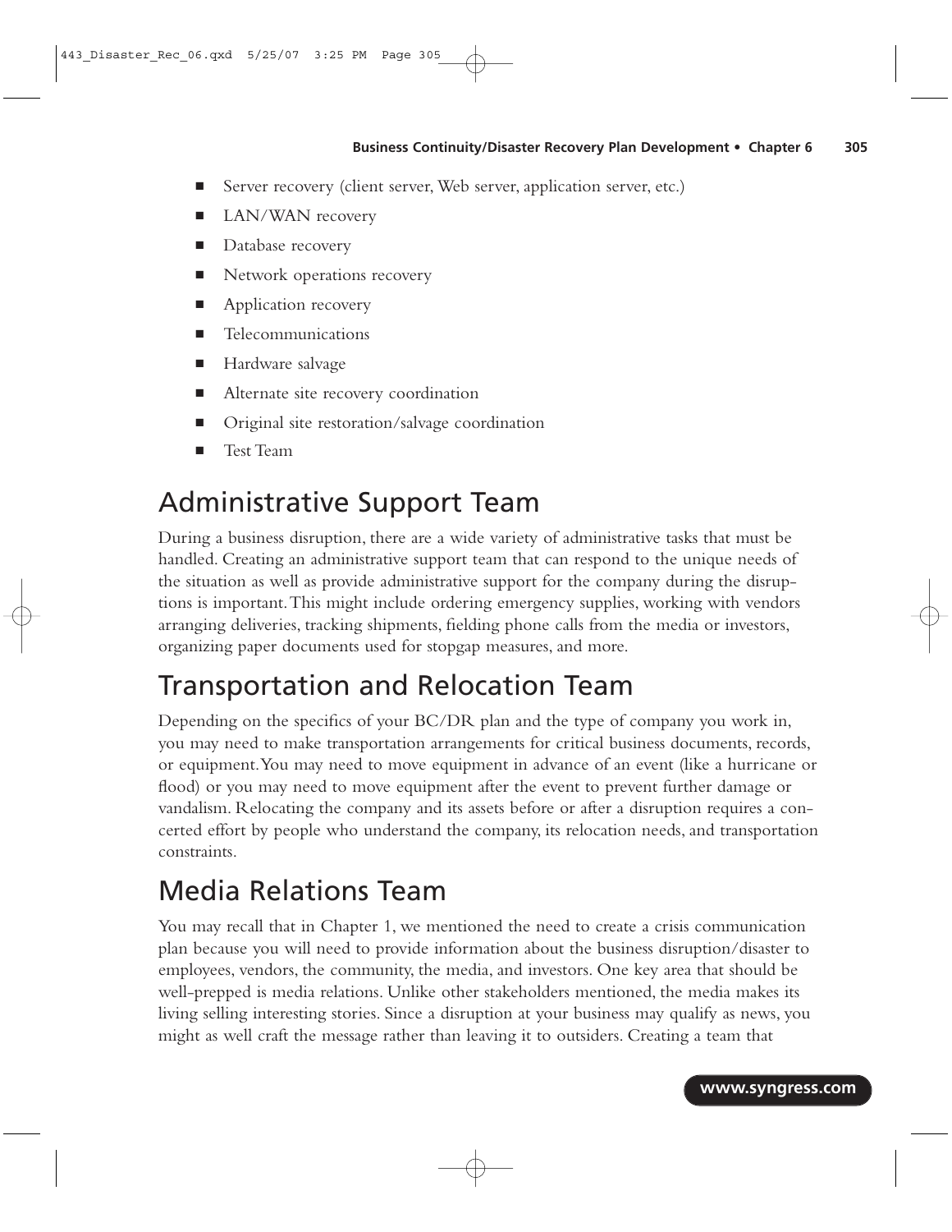- Server recovery (client server, Web server, application server, etc.)
- LAN/WAN recovery
- Database recovery
- Network operations recovery
- Application recovery
- Telecommunications
- Hardware salvage
- Alternate site recovery coordination
- Original site restoration/salvage coordination
- Test Team

## Administrative Support Team

During a business disruption, there are a wide variety of administrative tasks that must be handled. Creating an administrative support team that can respond to the unique needs of the situation as well as provide administrative support for the company during the disruptions is important. This might include ordering emergency supplies, working with vendors arranging deliveries, tracking shipments, fielding phone calls from the media or investors, organizing paper documents used for stopgap measures, and more.

## Transportation and Relocation Team

Depending on the specifics of your BC/DR plan and the type of company you work in, you may need to make transportation arrangements for critical business documents, records, or equipment. You may need to move equipment in advance of an event (like a hurricane or flood) or you may need to move equipment after the event to prevent further damage or vandalism. Relocating the company and its assets before or after a disruption requires a concerted effort by people who understand the company, its relocation needs, and transportation constraints.

## Media Relations Team

You may recall that in Chapter 1, we mentioned the need to create a crisis communication plan because you will need to provide information about the business disruption/disaster to employees, vendors, the community, the media, and investors. One key area that should be well-prepped is media relations. Unlike other stakeholders mentioned, the media makes its living selling interesting stories. Since a disruption at your business may qualify as news, you might as well craft the message rather than leaving it to outsiders. Creating a team that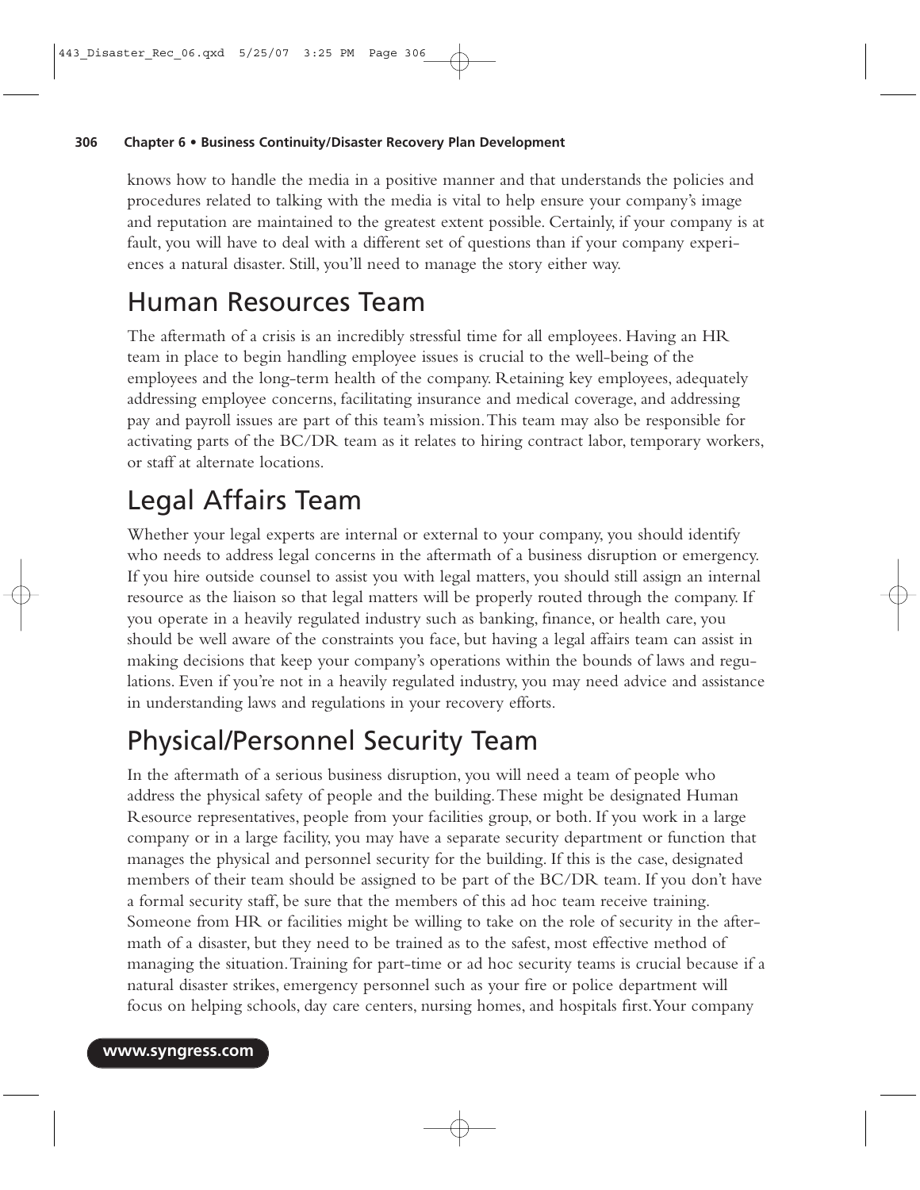knows how to handle the media in a positive manner and that understands the policies and procedures related to talking with the media is vital to help ensure your company's image and reputation are maintained to the greatest extent possible. Certainly, if your company is at fault, you will have to deal with a different set of questions than if your company experiences a natural disaster. Still, you'll need to manage the story either way.

## Human Resources Team

The aftermath of a crisis is an incredibly stressful time for all employees. Having an HR team in place to begin handling employee issues is crucial to the well-being of the employees and the long-term health of the company. Retaining key employees, adequately addressing employee concerns, facilitating insurance and medical coverage, and addressing pay and payroll issues are part of this team's mission. This team may also be responsible for activating parts of the BC/DR team as it relates to hiring contract labor, temporary workers, or staff at alternate locations.

## Legal Affairs Team

Whether your legal experts are internal or external to your company, you should identify who needs to address legal concerns in the aftermath of a business disruption or emergency. If you hire outside counsel to assist you with legal matters, you should still assign an internal resource as the liaison so that legal matters will be properly routed through the company. If you operate in a heavily regulated industry such as banking, finance, or health care, you should be well aware of the constraints you face, but having a legal affairs team can assist in making decisions that keep your company's operations within the bounds of laws and regulations. Even if you're not in a heavily regulated industry, you may need advice and assistance in understanding laws and regulations in your recovery efforts.

## Physical/Personnel Security Team

In the aftermath of a serious business disruption, you will need a team of people who address the physical safety of people and the building. These might be designated Human Resource representatives, people from your facilities group, or both. If you work in a large company or in a large facility, you may have a separate security department or function that manages the physical and personnel security for the building. If this is the case, designated members of their team should be assigned to be part of the BC/DR team. If you don't have a formal security staff, be sure that the members of this ad hoc team receive training. Someone from HR or facilities might be willing to take on the role of security in the aftermath of a disaster, but they need to be trained as to the safest, most effective method of managing the situation. Training for part-time or ad hoc security teams is crucial because if a natural disaster strikes, emergency personnel such as your fire or police department will focus on helping schools, day care centers, nursing homes, and hospitals first. Your company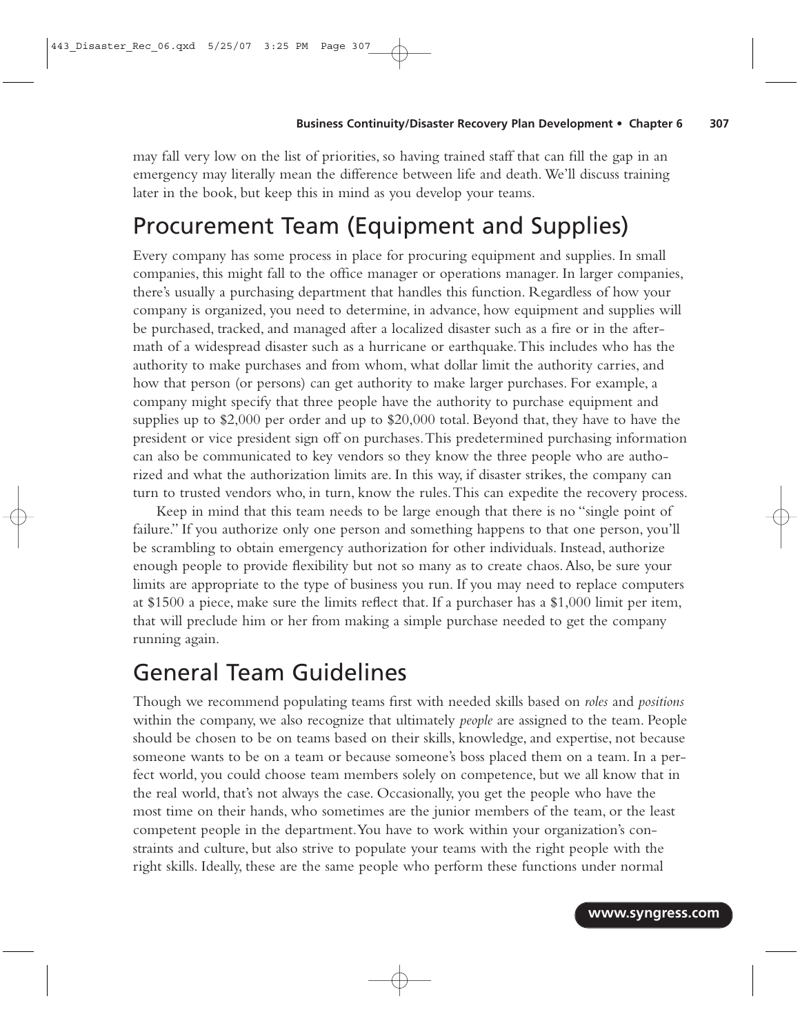may fall very low on the list of priorities, so having trained staff that can fill the gap in an emergency may literally mean the difference between life and death. We'll discuss training later in the book, but keep this in mind as you develop your teams.

## Procurement Team (Equipment and Supplies)

Every company has some process in place for procuring equipment and supplies. In small companies, this might fall to the office manager or operations manager. In larger companies, there's usually a purchasing department that handles this function. Regardless of how your company is organized, you need to determine, in advance, how equipment and supplies will be purchased, tracked, and managed after a localized disaster such as a fire or in the aftermath of a widespread disaster such as a hurricane or earthquake. This includes who has the authority to make purchases and from whom, what dollar limit the authority carries, and how that person (or persons) can get authority to make larger purchases. For example, a company might specify that three people have the authority to purchase equipment and supplies up to $2,000 per order and up to $20,000 total. Beyond that, they have to have the president or vice president sign off on purchases. This predetermined purchasing information can also be communicated to key vendors so they know the three people who are authorized and what the authorization limits are. In this way, if disaster strikes, the company can turn to trusted vendors who, in turn, know the rules. This can expedite the recovery process.

Keep in mind that this team needs to be large enough that there is no "single point of failure." If you authorize only one person and something happens to that one person, you'll be scrambling to obtain emergency authorization for other individuals. Instead, authorize enough people to provide flexibility but not so many as to create chaos. Also, be sure your limits are appropriate to the type of business you run. If you may need to replace computers at $1500 a piece, make sure the limits reflect that. If a purchaser has a $1,000 limit per item, that will preclude him or her from making a simple purchase needed to get the company running again.

## General Team Guidelines

Though we recommend populating teams first with needed skills based on *roles* and *positions* within the company, we also recognize that ultimately *people* are assigned to the team. People should be chosen to be on teams based on their skills, knowledge, and expertise, not because someone wants to be on a team or because someone's boss placed them on a team. In a perfect world, you could choose team members solely on competence, but we all know that in the real world, that's not always the case. Occasionally, you get the people who have the most time on their hands, who sometimes are the junior members of the team, or the least competent people in the department. You have to work within your organization's constraints and culture, but also strive to populate your teams with the right people with the right skills. Ideally, these are the same people who perform these functions under normal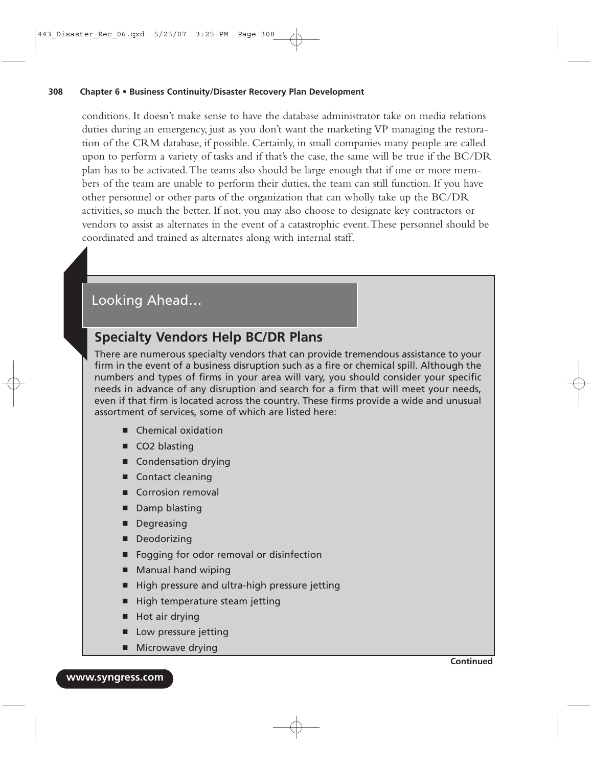conditions. It doesn't make sense to have the database administrator take on media relations duties during an emergency, just as you don't want the marketing VP managing the restoration of the CRM database, if possible. Certainly, in small companies many people are called upon to perform a variety of tasks and if that's the case, the same will be true if the BC/DR plan has to be activated. The teams also should be large enough that if one or more members of the team are unable to perform their duties, the team can still function. If you have other personnel or other parts of the organization that can wholly take up the BC/DR activities, so much the better. If not, you may also choose to designate key contractors or vendors to assist as alternates in the event of a catastrophic event. These personnel should be coordinated and trained as alternates along with internal staff.

## Looking Ahead…

### Specialty Vendors Help BC/DR Plans

There are numerous specialty vendors that can provide tremendous assistance to your firm in the event of a business disruption such as a fire or chemical spill. Although the numbers and types of firms in your area will vary, you should consider your specific needs in advance of any disruption and search for a firm that will meet your needs, even if that firm is located across the country. These firms provide a wide and unusual assortment of services, some of which are listed here:

- Chemical oxidation
- $CO_2$ blasting
- Condensation drying
- Contact cleaning
- Corrosion removal
- Damp blasting
- Degreasing
- Deodorizing
- Fogging for odor removal or disinfection
- Manual hand wiping
- High pressure and ultra-high pressure jetting
- High temperature steam jetting
- Hot air drying
- Low pressure jetting
- Microwave drying

**Continued**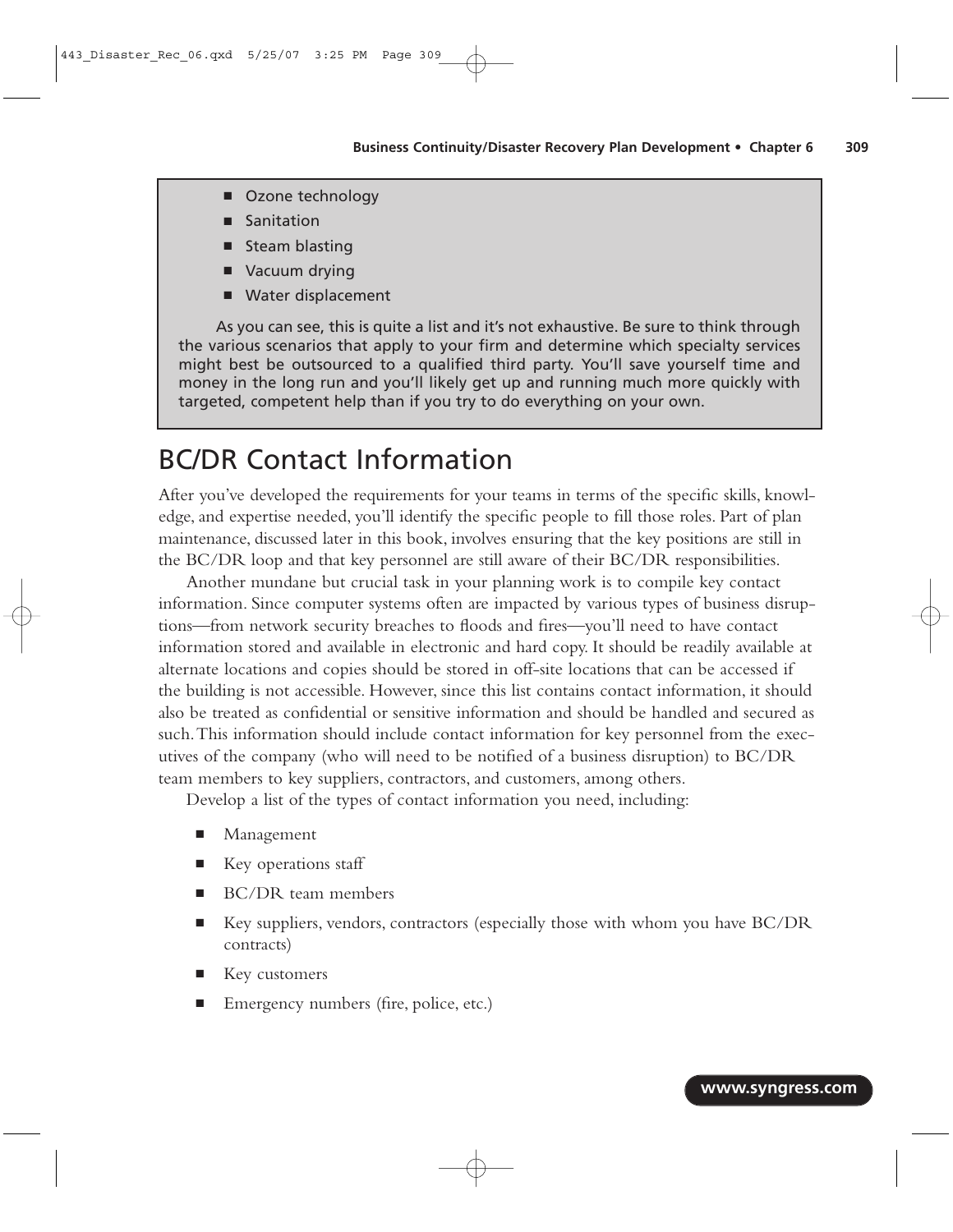- Ozone technology
- Sanitation
- Steam blasting
- Vacuum drying
- Water displacement

As you can see, this is quite a list and it's not exhaustive. Be sure to think through the various scenarios that apply to your firm and determine which specialty services might best be outsourced to a qualified third party. You'll save yourself time and money in the long run and you'll likely get up and running much more quickly with targeted, competent help than if you try to do everything on your own.

## BC/DR Contact Information

After you've developed the requirements for your teams in terms of the specific skills, knowledge, and expertise needed, you'll identify the specific people to fill those roles. Part of plan maintenance, discussed later in this book, involves ensuring that the key positions are still in the BC/DR loop and that key personnel are still aware of their BC/DR responsibilities.

Another mundane but crucial task in your planning work is to compile key contact information. Since computer systems often are impacted by various types of business disruptions—from network security breaches to floods and fires—you'll need to have contact information stored and available in electronic and hard copy. It should be readily available at alternate locations and copies should be stored in off-site locations that can be accessed if the building is not accessible. However, since this list contains contact information, it should also be treated as confidential or sensitive information and should be handled and secured as such. This information should include contact information for key personnel from the executives of the company (who will need to be notified of a business disruption) to BC/DR team members to key suppliers, contractors, and customers, among others.

Develop a list of the types of contact information you need, including:

- Management
- Key operations staff
- BC/DR team members
- Key suppliers, vendors, contractors (especially those with whom you have BC/DR contracts)
- Key customers
- Emergency numbers (fire, police, etc.)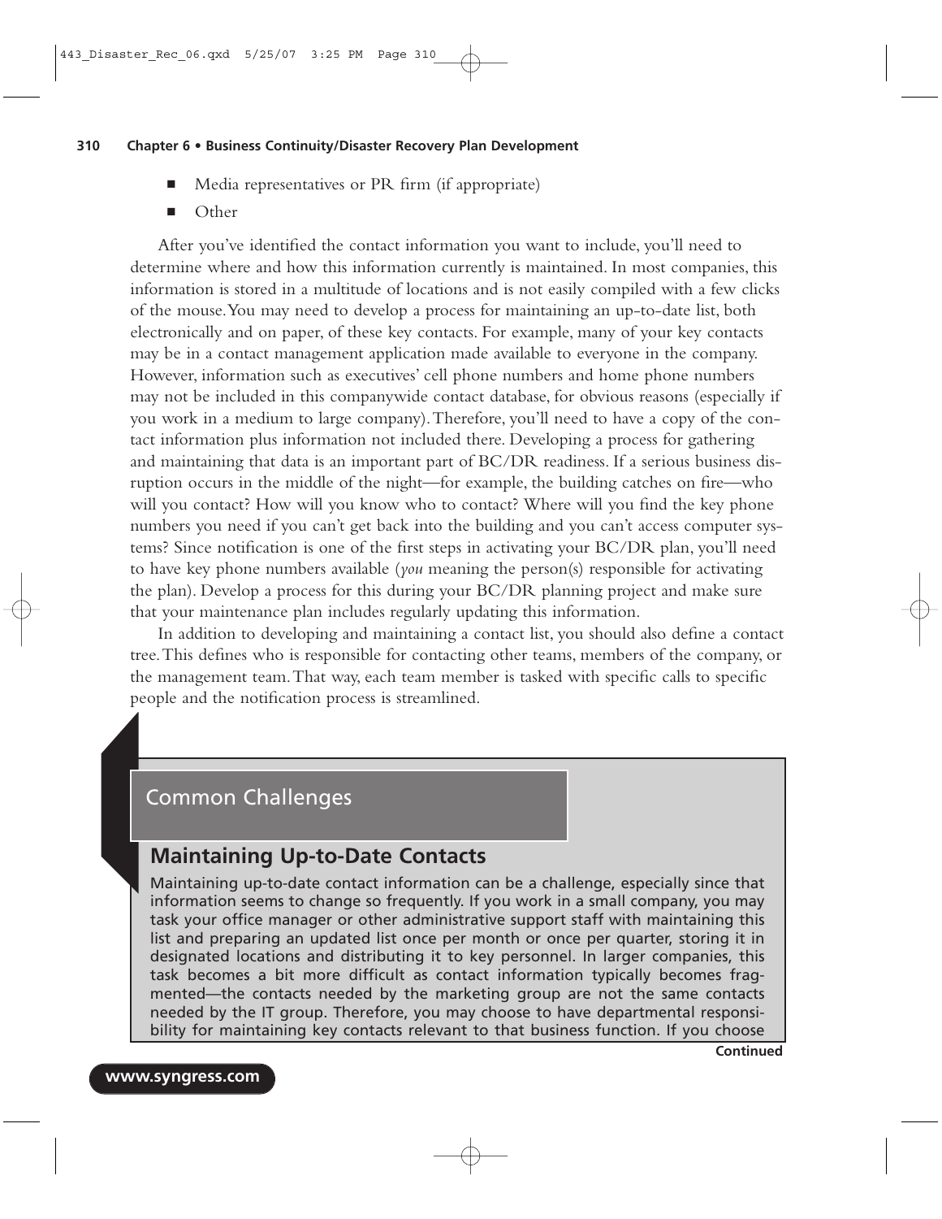- Media representatives or PR firm (if appropriate)
- Other

After you've identified the contact information you want to include, you'll need to determine where and how this information currently is maintained. In most companies, this information is stored in a multitude of locations and is not easily compiled with a few clicks of the mouse. You may need to develop a process for maintaining an up-to-date list, both electronically and on paper, of these key contacts. For example, many of your key contacts may be in a contact management application made available to everyone in the company. However, information such as executives' cell phone numbers and home phone numbers may not be included in this companywide contact database, for obvious reasons (especially if you work in a medium to large company). Therefore, you'll need to have a copy of the contact information plus information not included there. Developing a process for gathering and maintaining that data is an important part of BC/DR readiness. If a serious business disruption occurs in the middle of the night—for example, the building catches on fire—who will you contact? How will you know who to contact? Where will you find the key phone numbers you need if you can't get back into the building and you can't access computer systems? Since notification is one of the first steps in activating your BC/DR plan, you'll need to have key phone numbers available (*you* meaning the person(s) responsible for activating the plan). Develop a process for this during your BC/DR planning project and make sure that your maintenance plan includes regularly updating this information.

In addition to developing and maintaining a contact list, you should also define a contact tree. This defines who is responsible for contacting other teams, members of the company, or the management team. That way, each team member is tasked with specific calls to specific people and the notification process is streamlined.

### Common Challenges

## Maintaining Up-to-Date Contacts

Maintaining up-to-date contact information can be a challenge, especially since that information seems to change so frequently. If you work in a small company, you may task your office manager or other administrative support staff with maintaining this list and preparing an updated list once per month or once per quarter, storing it in designated locations and distributing it to key personnel. In larger companies, this task becomes a bit more difficult as contact information typically becomes fragmented—the contacts needed by the marketing group are not the same contacts needed by the IT group. Therefore, you may choose to have departmental responsibility for maintaining key contacts relevant to that business function. If you choose

**Continued**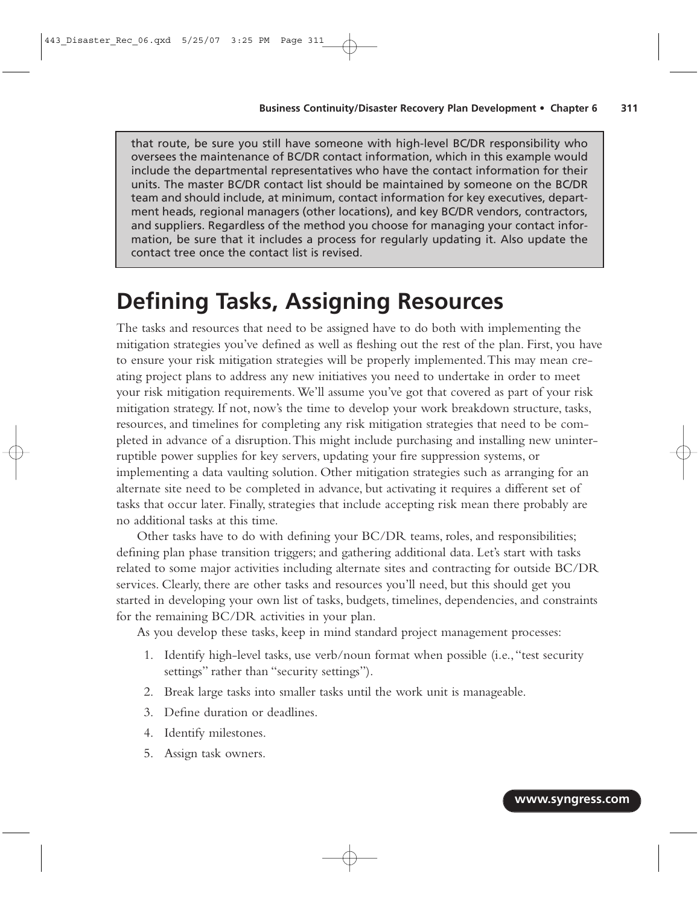that route, be sure you still have someone with high-level BC/DR responsibility who oversees the maintenance of BC/DR contact information, which in this example would include the departmental representatives who have the contact information for their units. The master BC/DR contact list should be maintained by someone on the BC/DR team and should include, at minimum, contact information for key executives, department heads, regional managers (other locations), and key BC/DR vendors, contractors, and suppliers. Regardless of the method you choose for managing your contact information, be sure that it includes a process for regularly updating it. Also update the contact tree once the contact list is revised.

# Defining Tasks, Assigning Resources

The tasks and resources that need to be assigned have to do both with implementing the mitigation strategies you've defined as well as fleshing out the rest of the plan. First, you have to ensure your risk mitigation strategies will be properly implemented. This may mean creating project plans to address any new initiatives you need to undertake in order to meet your risk mitigation requirements. We'll assume you've got that covered as part of your risk mitigation strategy. If not, now's the time to develop your work breakdown structure, tasks, resources, and timelines for completing any risk mitigation strategies that need to be completed in advance of a disruption. This might include purchasing and installing new uninterruptible power supplies for key servers, updating your fire suppression systems, or implementing a data vaulting solution. Other mitigation strategies such as arranging for an alternate site need to be completed in advance, but activating it requires a different set of tasks that occur later. Finally, strategies that include accepting risk mean there probably are no additional tasks at this time.

Other tasks have to do with defining your BC/DR teams, roles, and responsibilities; defining plan phase transition triggers; and gathering additional data. Let's start with tasks related to some major activities including alternate sites and contracting for outside BC/DR services. Clearly, there are other tasks and resources you'll need, but this should get you started in developing your own list of tasks, budgets, timelines, dependencies, and constraints for the remaining BC/DR activities in your plan.

As you develop these tasks, keep in mind standard project management processes:

1. Identify high-level tasks, use verb/noun format when possible (i.e., "test security settings" rather than "security settings").
2. Break large tasks into smaller tasks until the work unit is manageable.
3. Define duration or deadlines.
4. Identify milestones.
5. Assign task owners.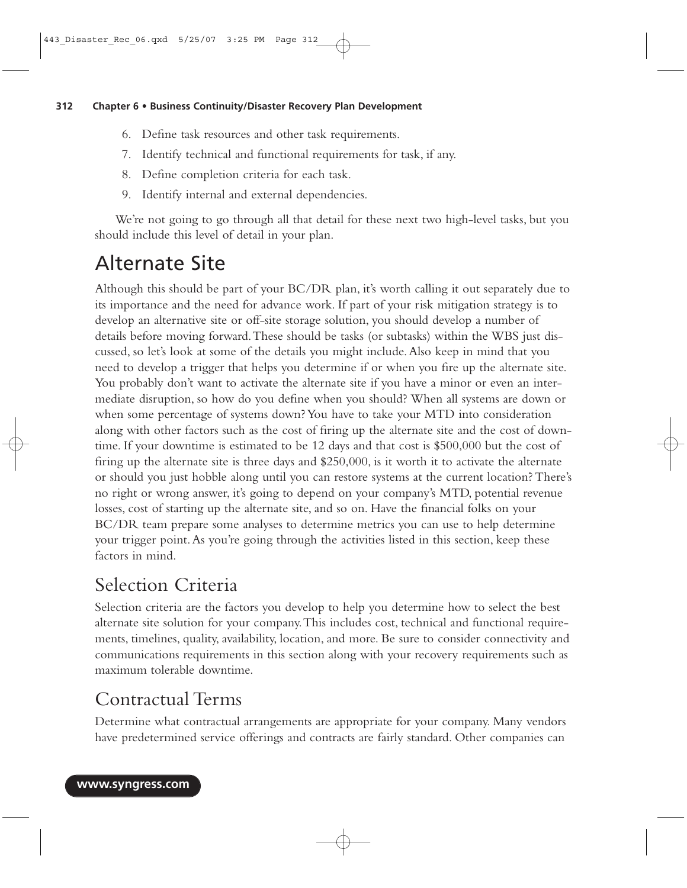6. Define task resources and other task requirements.
7. Identify technical and functional requirements for task, if any.
8. Define completion criteria for each task.
9. Identify internal and external dependencies.

We're not going to go through all that detail for these next two high-level tasks, but you should include this level of detail in your plan.

## Alternate Site

Although this should be part of your BC/DR plan, it's worth calling it out separately due to its importance and the need for advance work. If part of your risk mitigation strategy is to develop an alternative site or off-site storage solution, you should develop a number of details before moving forward. These should be tasks (or subtasks) within the WBS just discussed, so let's look at some of the details you might include. Also keep in mind that you need to develop a trigger that helps you determine if or when you fire up the alternate site. You probably don't want to activate the alternate site if you have a minor or even an intermediate disruption, so how do you define when you should? When all systems are down or when some percentage of systems down? You have to take your MTD into consideration along with other factors such as the cost of firing up the alternate site and the cost of downtime. If your downtime is estimated to be 12 days and that cost is $500,000 but the cost of firing up the alternate site is three days and $250,000, is it worth it to activate the alternate or should you just hobble along until you can restore systems at the current location? There's no right or wrong answer, it's going to depend on your company's MTD, potential revenue losses, cost of starting up the alternate site, and so on. Have the financial folks on your BC/DR team prepare some analyses to determine metrics you can use to help determine your trigger point. As you're going through the activities listed in this section, keep these factors in mind.

## Selection Criteria

Selection criteria are the factors you develop to help you determine how to select the best alternate site solution for your company. This includes cost, technical and functional requirements, timelines, quality, availability, location, and more. Be sure to consider connectivity and communications requirements in this section along with your recovery requirements such as maximum tolerable downtime.

## Contractual Terms

Determine what contractual arrangements are appropriate for your company. Many vendors have predetermined service offerings and contracts are fairly standard. Other companies can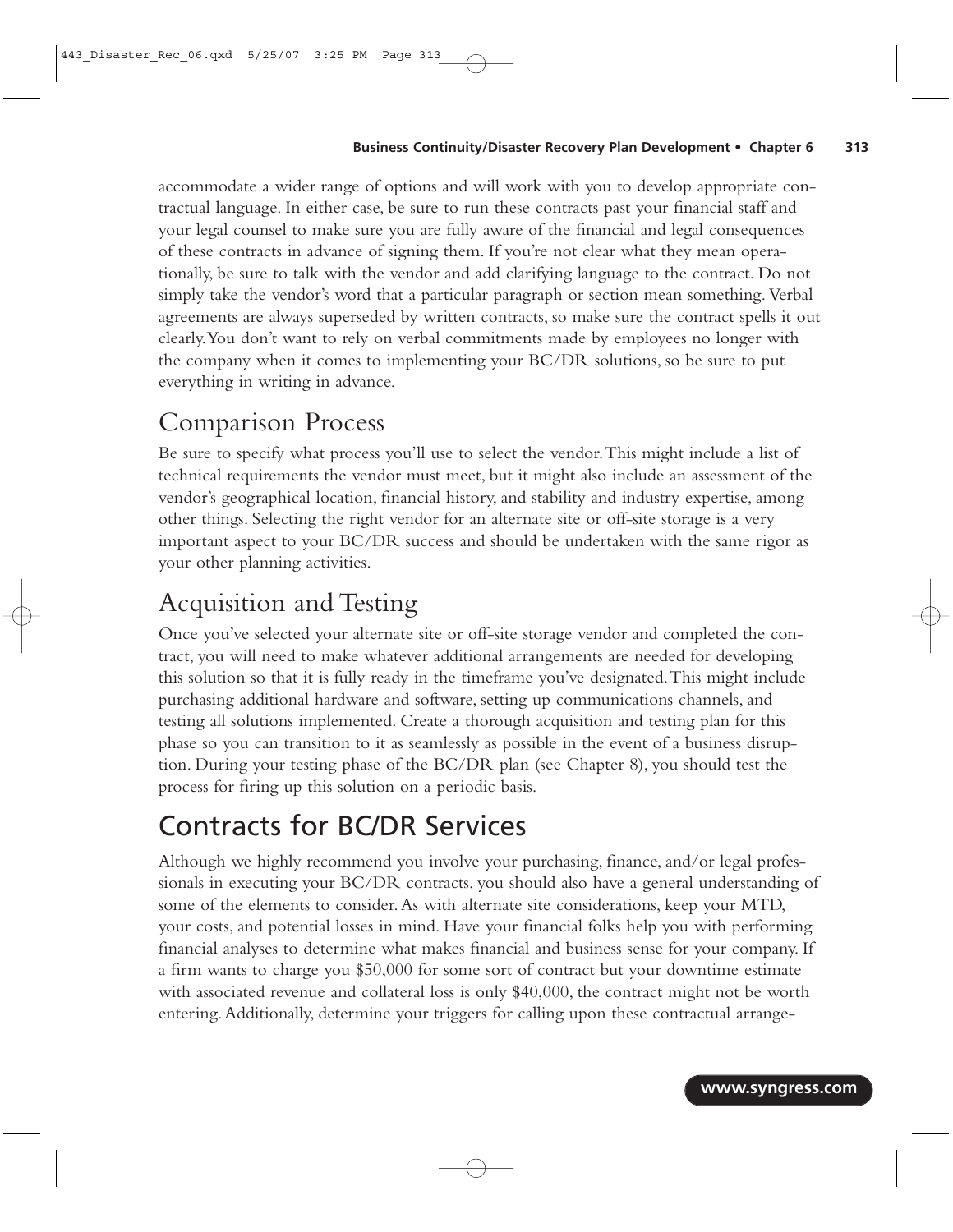accommodate a wider range of options and will work with you to develop appropriate contractual language. In either case, be sure to run these contracts past your financial staff and your legal counsel to make sure you are fully aware of the financial and legal consequences of these contracts in advance of signing them. If you're not clear what they mean operationally, be sure to talk with the vendor and add clarifying language to the contract. Do not simply take the vendor's word that a particular paragraph or section mean something. Verbal agreements are always superseded by written contracts, so make sure the contract spells it out clearly. You don't want to rely on verbal commitments made by employees no longer with the company when it comes to implementing your BC/DR solutions, so be sure to put everything in writing in advance.

### Comparison Process

Be sure to specify what process you'll use to select the vendor. This might include a list of technical requirements the vendor must meet, but it might also include an assessment of the vendor's geographical location, financial history, and stability and industry expertise, among other things. Selecting the right vendor for an alternate site or off-site storage is a very important aspect to your BC/DR success and should be undertaken with the same rigor as your other planning activities.

### Acquisition and Testing

Once you've selected your alternate site or off-site storage vendor and completed the contract, you will need to make whatever additional arrangements are needed for developing this solution so that it is fully ready in the timeframe you've designated. This might include purchasing additional hardware and software, setting up communications channels, and testing all solutions implemented. Create a thorough acquisition and testing plan for this phase so you can transition to it as seamlessly as possible in the event of a business disruption. During your testing phase of the BC/DR plan (see Chapter 8), you should test the process for firing up this solution on a periodic basis.

## Contracts for BC/DR Services

Although we highly recommend you involve your purchasing, finance, and/or legal professionals in executing your BC/DR contracts, you should also have a general understanding of some of the elements to consider. As with alternate site considerations, keep your MTD, your costs, and potential losses in mind. Have your financial folks help you with performing financial analyses to determine what makes financial and business sense for your company. If a firm wants to charge you $50,000 for some sort of contract but your downtime estimate with associated revenue and collateral loss is only $40,000, the contract might not be worth entering. Additionally, determine your triggers for calling upon these contractual arrange-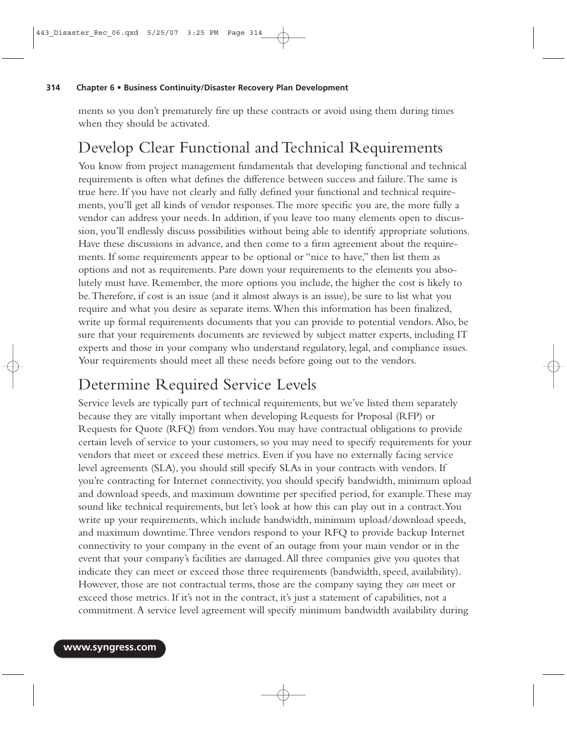ments so you don't prematurely fire up these contracts or avoid using them during times when they should be activated.

## Develop Clear Functional and Technical Requirements

You know from project management fundamentals that developing functional and technical requirements is often what defines the difference between success and failure. The same is true here. If you have not clearly and fully defined your functional and technical requirements, you'll get all kinds of vendor responses. The more specific you are, the more fully a vendor can address your needs. In addition, if you leave too many elements open to discussion, you'll endlessly discuss possibilities without being able to identify appropriate solutions. Have these discussions in advance, and then come to a firm agreement about the requirements. If some requirements appear to be optional or "nice to have," then list them as options and not as requirements. Pare down your requirements to the elements you absolutely must have. Remember, the more options you include, the higher the cost is likely to be. Therefore, if cost is an issue (and it almost always is an issue), be sure to list what you require and what you desire as separate items. When this information has been finalized, write up formal requirements documents that you can provide to potential vendors. Also, be sure that your requirements documents are reviewed by subject matter experts, including IT experts and those in your company who understand regulatory, legal, and compliance issues. Your requirements should meet all these needs before going out to the vendors.

## Determine Required Service Levels

Service levels are typically part of technical requirements, but we've listed them separately because they are vitally important when developing Requests for Proposal (RFP) or Requests for Quote (RFQ) from vendors. You may have contractual obligations to provide certain levels of service to your customers, so you may need to specify requirements for your vendors that meet or exceed these metrics. Even if you have no externally facing service level agreements (SLA), you should still specify SLAs in your contracts with vendors. If you're contracting for Internet connectivity, you should specify bandwidth, minimum upload and download speeds, and maximum downtime per specified period, for example. These may sound like technical requirements, but let's look at how this can play out in a contract. You write up your requirements, which include bandwidth, minimum upload/download speeds, and maximum downtime. Three vendors respond to your RFQ to provide backup Internet connectivity to your company in the event of an outage from your main vendor or in the event that your company's facilities are damaged. All three companies give you quotes that indicate they can meet or exceed those three requirements (bandwidth, speed, availability). However, those are not contractual terms, those are the company saying they *can* meet or exceed those metrics. If it's not in the contract, it's just a statement of capabilities, not a commitment. A service level agreement will specify minimum bandwidth availability during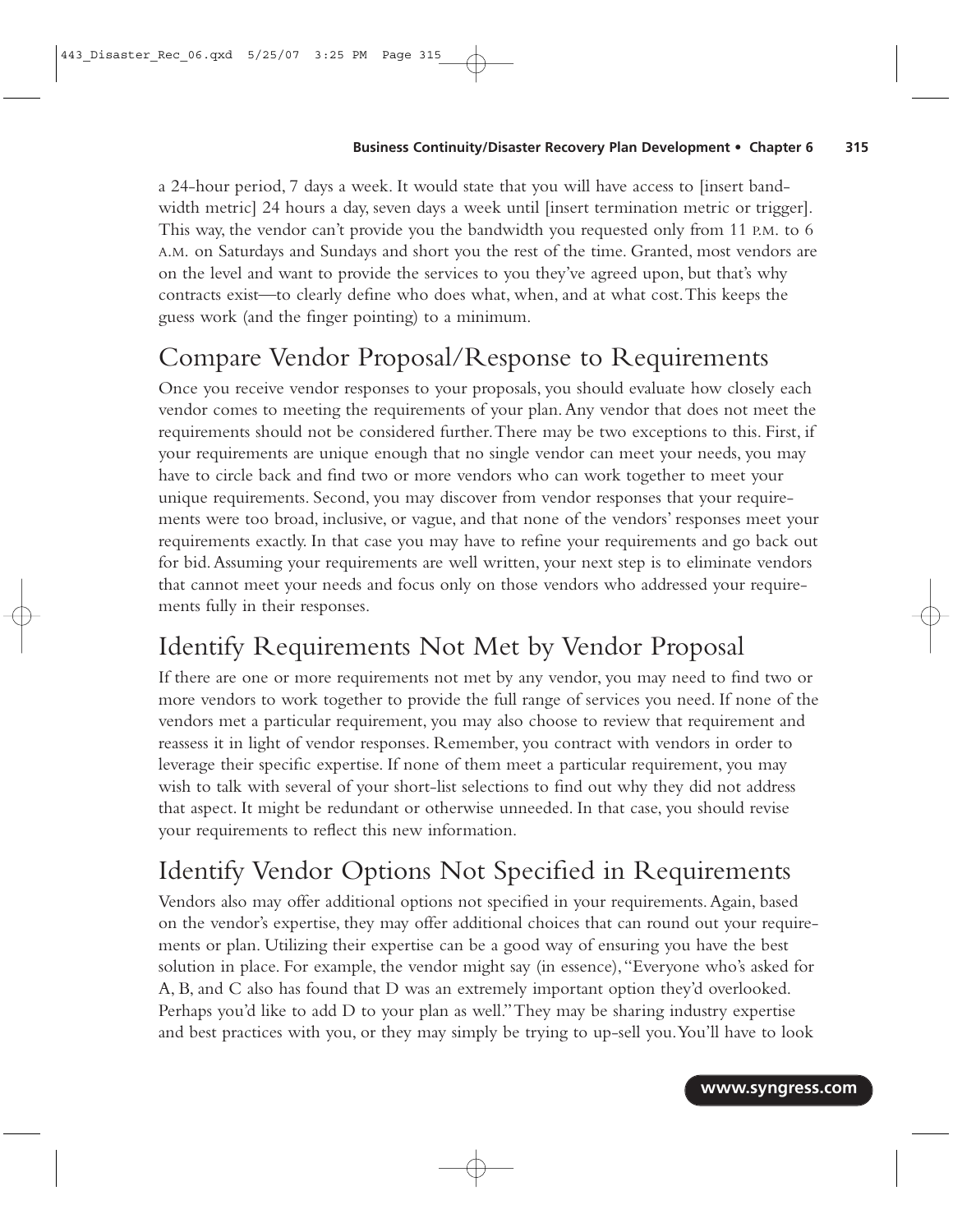a 24-hour period, 7 days a week. It would state that you will have access to [insert bandwidth metric] 24 hours a day, seven days a week until [insert termination metric or trigger]. This way, the vendor can't provide you the bandwidth you requested only from 11 P.M. to 6 A.M. on Saturdays and Sundays and short you the rest of the time. Granted, most vendors are on the level and want to provide the services to you they've agreed upon, but that's why contracts exist—to clearly define who does what, when, and at what cost. This keeps the guess work (and the finger pointing) to a minimum.

## Compare Vendor Proposal/Response to Requirements

Once you receive vendor responses to your proposals, you should evaluate how closely each vendor comes to meeting the requirements of your plan. Any vendor that does not meet the requirements should not be considered further. There may be two exceptions to this. First, if your requirements are unique enough that no single vendor can meet your needs, you may have to circle back and find two or more vendors who can work together to meet your unique requirements. Second, you may discover from vendor responses that your requirements were too broad, inclusive, or vague, and that none of the vendors' responses meet your requirements exactly. In that case you may have to refine your requirements and go back out for bid. Assuming your requirements are well written, your next step is to eliminate vendors that cannot meet your needs and focus only on those vendors who addressed your requirements fully in their responses.

## Identify Requirements Not Met by Vendor Proposal

If there are one or more requirements not met by any vendor, you may need to find two or more vendors to work together to provide the full range of services you need. If none of the vendors met a particular requirement, you may also choose to review that requirement and reassess it in light of vendor responses. Remember, you contract with vendors in order to leverage their specific expertise. If none of them meet a particular requirement, you may wish to talk with several of your short-list selections to find out why they did not address that aspect. It might be redundant or otherwise unneeded. In that case, you should revise your requirements to reflect this new information.

## Identify Vendor Options Not Specified in Requirements

Vendors also may offer additional options not specified in your requirements. Again, based on the vendor's expertise, they may offer additional choices that can round out your requirements or plan. Utilizing their expertise can be a good way of ensuring you have the best solution in place. For example, the vendor might say (in essence), "Everyone who's asked for A, B, and C also has found that D was an extremely important option they'd overlooked. Perhaps you'd like to add D to your plan as well." They may be sharing industry expertise and best practices with you, or they may simply be trying to up-sell you. You'll have to look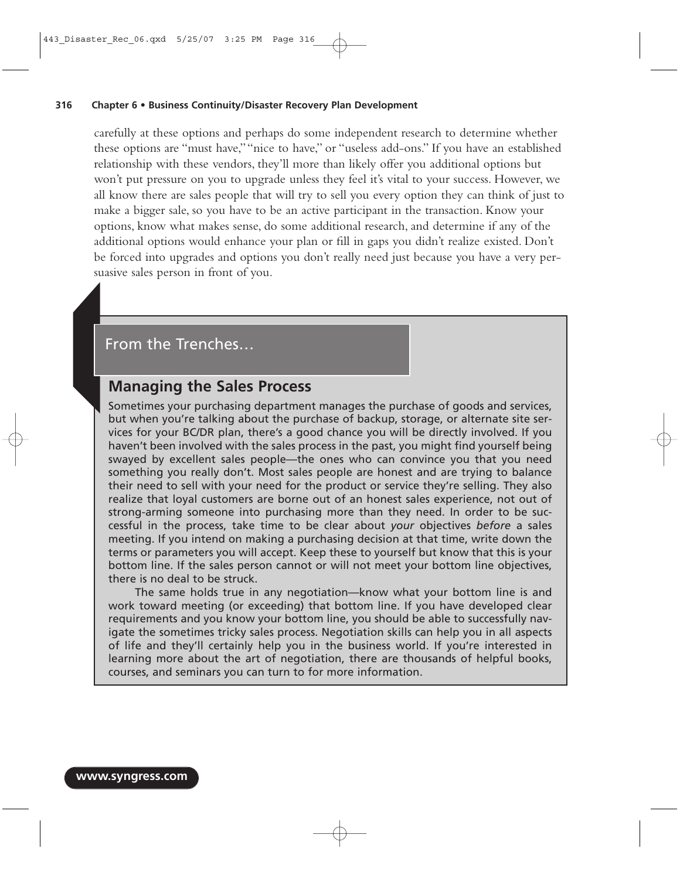carefully at these options and perhaps do some independent research to determine whether these options are "must have," "nice to have," or "useless add-ons." If you have an established relationship with these vendors, they'll more than likely offer you additional options but won't put pressure on you to upgrade unless they feel it's vital to your success. However, we all know there are sales people that will try to sell you every option they can think of just to make a bigger sale, so you have to be an active participant in the transaction. Know your options, know what makes sense, do some additional research, and determine if any of the additional options would enhance your plan or fill in gaps you didn't realize existed. Don't be forced into upgrades and options you don't really need just because you have a very persuasive sales person in front of you.

From the Trenches…

## Managing the Sales Process

Sometimes your purchasing department manages the purchase of goods and services, but when you're talking about the purchase of backup, storage, or alternate site services for your BC/DR plan, there's a good chance you will be directly involved. If you haven't been involved with the sales process in the past, you might find yourself being swayed by excellent sales people—the ones who can convince you that you need something you really don't. Most sales people are honest and are trying to balance their need to sell with your need for the product or service they're selling. They also realize that loyal customers are borne out of an honest sales experience, not out of strong-arming someone into purchasing more than they need. In order to be successful in the process, take time to be clear about *your* objectives *before* a sales meeting. If you intend on making a purchasing decision at that time, write down the terms or parameters you will accept. Keep these to yourself but know that this is your bottom line. If the sales person cannot or will not meet your bottom line objectives, there is no deal to be struck.

The same holds true in any negotiation—know what your bottom line is and work toward meeting (or exceeding) that bottom line. If you have developed clear requirements and you know your bottom line, you should be able to successfully navigate the sometimes tricky sales process. Negotiation skills can help you in all aspects of life and they'll certainly help you in the business world. If you're interested in learning more about the art of negotiation, there are thousands of helpful books, courses, and seminars you can turn to for more information.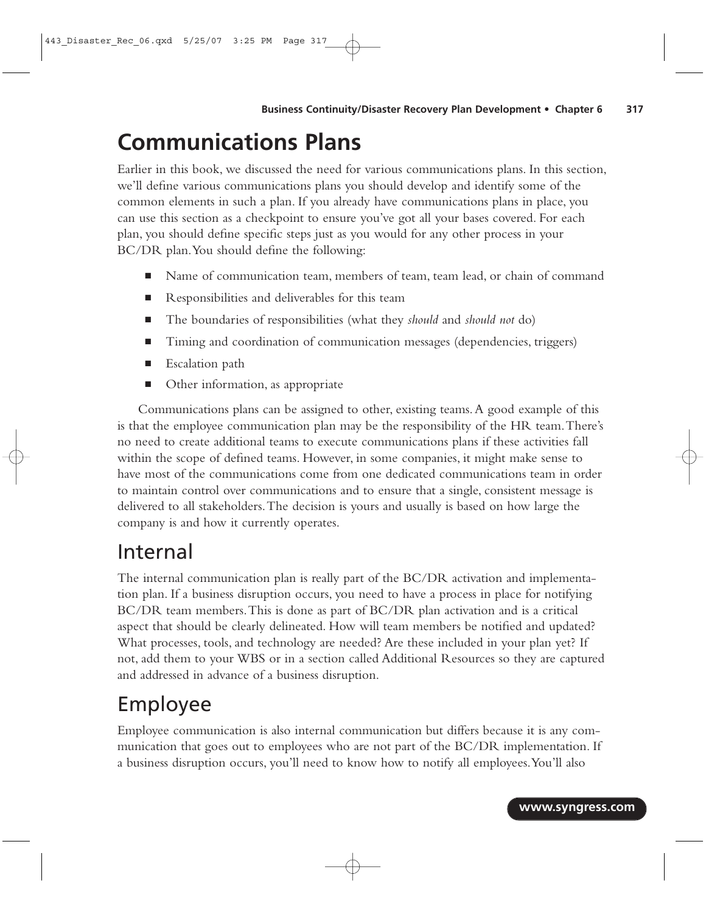# Communications Plans

Earlier in this book, we discussed the need for various communications plans. In this section, we'll define various communications plans you should develop and identify some of the common elements in such a plan. If you already have communications plans in place, you can use this section as a checkpoint to ensure you've got all your bases covered. For each plan, you should define specific steps just as you would for any other process in your BC/DR plan. You should define the following:

- Name of communication team, members of team, team lead, or chain of command
- Responsibilities and deliverables for this team
- The boundaries of responsibilities (what they *should* and *should not* do)
- Timing and coordination of communication messages (dependencies, triggers)
- Escalation path
- Other information, as appropriate

Communications plans can be assigned to other, existing teams. A good example of this is that the employee communication plan may be the responsibility of the HR team. There's no need to create additional teams to execute communications plans if these activities fall within the scope of defined teams. However, in some companies, it might make sense to have most of the communications come from one dedicated communications team in order to maintain control over communications and to ensure that a single, consistent message is delivered to all stakeholders. The decision is yours and usually is based on how large the company is and how it currently operates.

## Internal

The internal communication plan is really part of the BC/DR activation and implementation plan. If a business disruption occurs, you need to have a process in place for notifying BC/DR team members. This is done as part of BC/DR plan activation and is a critical aspect that should be clearly delineated. How will team members be notified and updated? What processes, tools, and technology are needed? Are these included in your plan yet? If not, add them to your WBS or in a section called Additional Resources so they are captured and addressed in advance of a business disruption.

## Employee

Employee communication is also internal communication but differs because it is any communication that goes out to employees who are not part of the BC/DR implementation. If a business disruption occurs, you'll need to know how to notify all employees. You'll also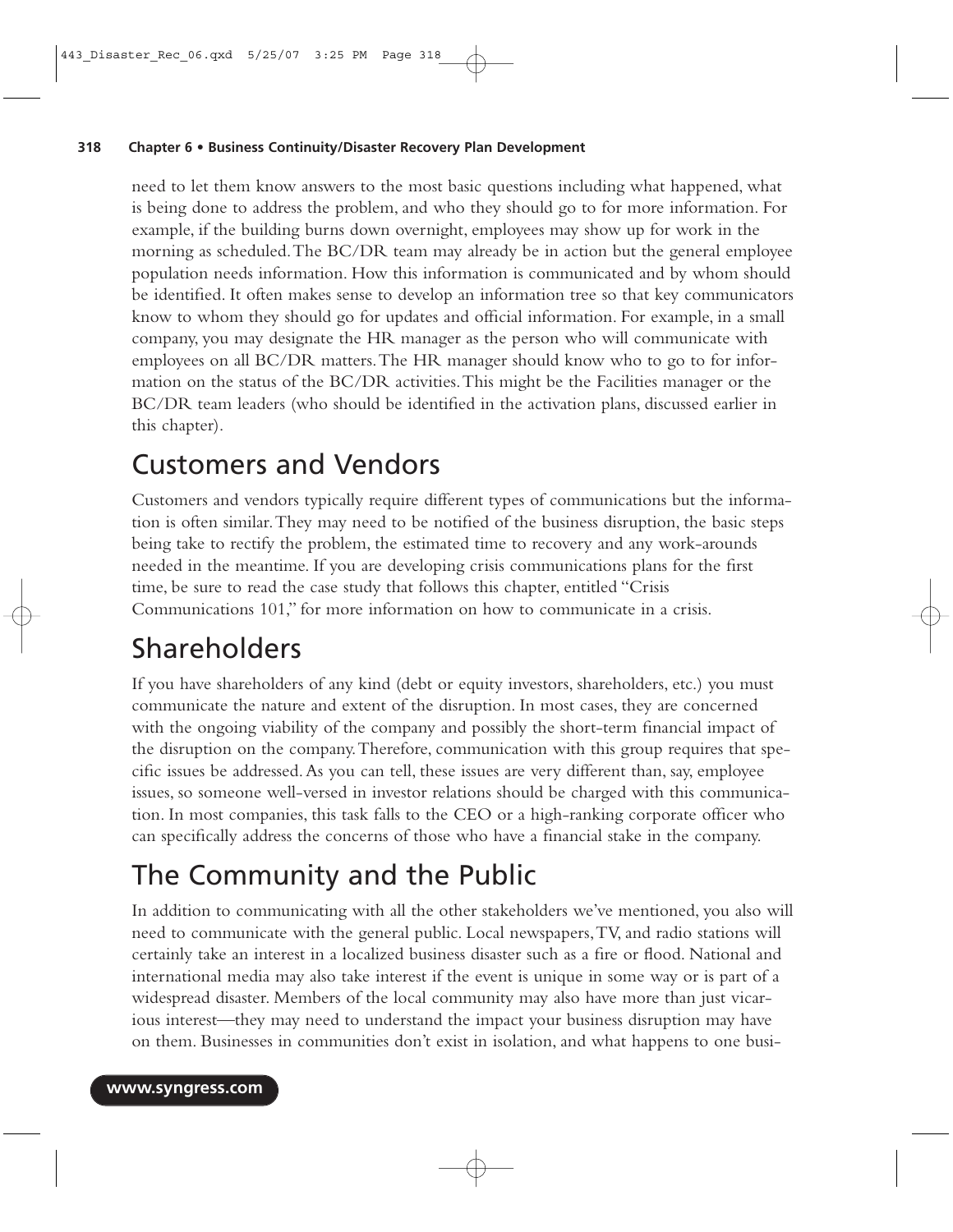need to let them know answers to the most basic questions including what happened, what is being done to address the problem, and who they should go to for more information. For example, if the building burns down overnight, employees may show up for work in the morning as scheduled. The BC/DR team may already be in action but the general employee population needs information. How this information is communicated and by whom should be identified. It often makes sense to develop an information tree so that key communicators know to whom they should go for updates and official information. For example, in a small company, you may designate the HR manager as the person who will communicate with employees on all BC/DR matters. The HR manager should know who to go to for information on the status of the BC/DR activities. This might be the Facilities manager or the BC/DR team leaders (who should be identified in the activation plans, discussed earlier in this chapter).

## Customers and Vendors

Customers and vendors typically require different types of communications but the information is often similar. They may need to be notified of the business disruption, the basic steps being take to rectify the problem, the estimated time to recovery and any work-arounds needed in the meantime. If you are developing crisis communications plans for the first time, be sure to read the case study that follows this chapter, entitled "Crisis Communications 101," for more information on how to communicate in a crisis.

## Shareholders

If you have shareholders of any kind (debt or equity investors, shareholders, etc.) you must communicate the nature and extent of the disruption. In most cases, they are concerned with the ongoing viability of the company and possibly the short-term financial impact of the disruption on the company. Therefore, communication with this group requires that specific issues be addressed. As you can tell, these issues are very different than, say, employee issues, so someone well-versed in investor relations should be charged with this communication. In most companies, this task falls to the CEO or a high-ranking corporate officer who can specifically address the concerns of those who have a financial stake in the company.

## The Community and the Public

In addition to communicating with all the other stakeholders we've mentioned, you also will need to communicate with the general public. Local newspapers, TV, and radio stations will certainly take an interest in a localized business disaster such as a fire or flood. National and international media may also take interest if the event is unique in some way or is part of a widespread disaster. Members of the local community may also have more than just vicarious interest—they may need to understand the impact your business disruption may have on them. Businesses in communities don't exist in isolation, and what happens to one busi-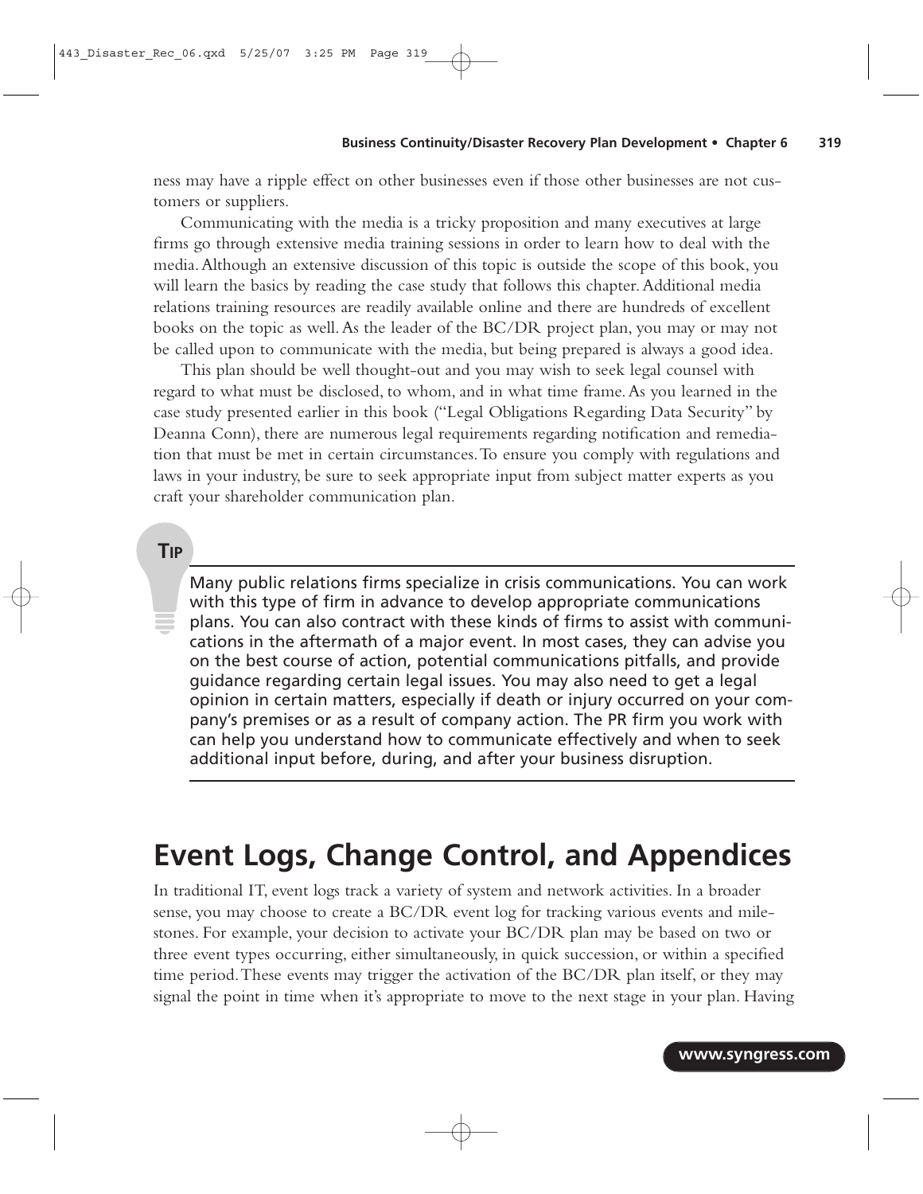ness may have a ripple effect on other businesses even if those other businesses are not customers or suppliers.

Communicating with the media is a tricky proposition and many executives at large firms go through extensive media training sessions in order to learn how to deal with the media. Although an extensive discussion of this topic is outside the scope of this book, you will learn the basics by reading the case study that follows this chapter. Additional media relations training resources are readily available online and there are hundreds of excellent books on the topic as well. As the leader of the BC/DR project plan, you may or may not be called upon to communicate with the media, but being prepared is always a good idea.

This plan should be well thought-out and you may wish to seek legal counsel with regard to what must be disclosed, to whom, and in what time frame. As you learned in the case study presented earlier in this book ("Legal Obligations Regarding Data Security" by Deanna Conn), there are numerous legal requirements regarding notification and remediation that must be met in certain circumstances. To ensure you comply with regulations and laws in your industry, be sure to seek appropriate input from subject matter experts as you craft your shareholder communication plan.

**TIP**

Many public relations firms specialize in crisis communications. You can work with this type of firm in advance to develop appropriate communications plans. You can also contract with these kinds of firms to assist with communications in the aftermath of a major event. In most cases, they can advise you on the best course of action, potential communications pitfalls, and provide guidance regarding certain legal issues. You may also need to get a legal opinion in certain matters, especially if death or injury occurred on your company's premises or as a result of company action. The PR firm you work with can help you understand how to communicate effectively and when to seek additional input before, during, and after your business disruption.

# Event Logs, Change Control, and Appendices

In traditional IT, event logs track a variety of system and network activities. In a broader sense, you may choose to create a BC/DR event log for tracking various events and milestones. For example, your decision to activate your BC/DR plan may be based on two or three event types occurring, either simultaneously, in quick succession, or within a specified time period. These events may trigger the activation of the BC/DR plan itself, or they may signal the point in time when it's appropriate to move to the next stage in your plan. Having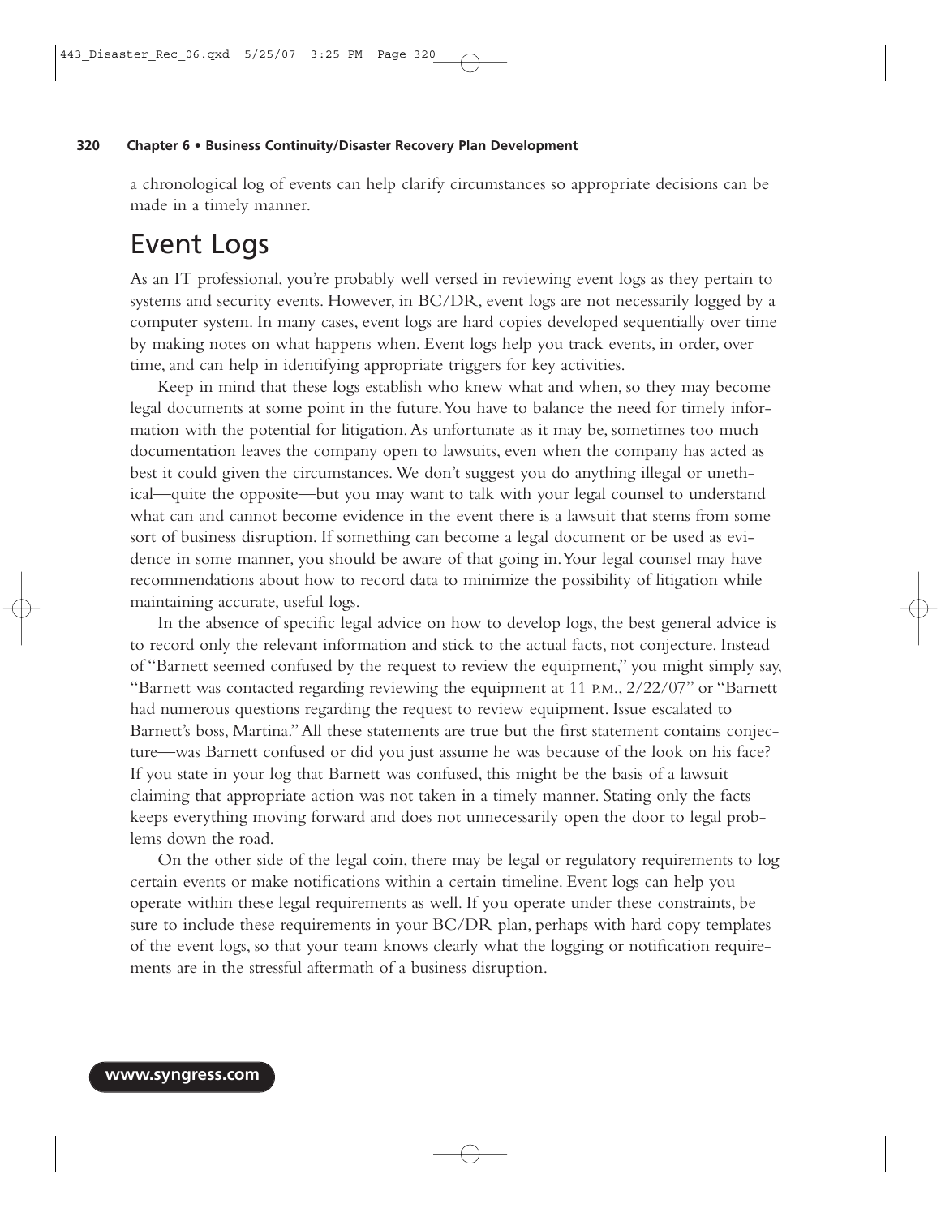a chronological log of events can help clarify circumstances so appropriate decisions can be made in a timely manner.

## Event Logs

As an IT professional, you're probably well versed in reviewing event logs as they pertain to systems and security events. However, in BC/DR, event logs are not necessarily logged by a computer system. In many cases, event logs are hard copies developed sequentially over time by making notes on what happens when. Event logs help you track events, in order, over time, and can help in identifying appropriate triggers for key activities.

Keep in mind that these logs establish who knew what and when, so they may become legal documents at some point in the future. You have to balance the need for timely information with the potential for litigation. As unfortunate as it may be, sometimes too much documentation leaves the company open to lawsuits, even when the company has acted as best it could given the circumstances. We don't suggest you do anything illegal or unethical—quite the opposite—but you may want to talk with your legal counsel to understand what can and cannot become evidence in the event there is a lawsuit that stems from some sort of business disruption. If something can become a legal document or be used as evidence in some manner, you should be aware of that going in. Your legal counsel may have recommendations about how to record data to minimize the possibility of litigation while maintaining accurate, useful logs.

In the absence of specific legal advice on how to develop logs, the best general advice is to record only the relevant information and stick to the actual facts, not conjecture. Instead of "Barnett seemed confused by the request to review the equipment," you might simply say, "Barnett was contacted regarding reviewing the equipment at 11 P.M., 2/22/07" or "Barnett had numerous questions regarding the request to review equipment. Issue escalated to Barnett's boss, Martina." All these statements are true but the first statement contains conjecture—was Barnett confused or did you just assume he was because of the look on his face? If you state in your log that Barnett was confused, this might be the basis of a lawsuit claiming that appropriate action was not taken in a timely manner. Stating only the facts keeps everything moving forward and does not unnecessarily open the door to legal problems down the road.

On the other side of the legal coin, there may be legal or regulatory requirements to log certain events or make notifications within a certain timeline. Event logs can help you operate within these legal requirements as well. If you operate under these constraints, be sure to include these requirements in your BC/DR plan, perhaps with hard copy templates of the event logs, so that your team knows clearly what the logging or notification requirements are in the stressful aftermath of a business disruption.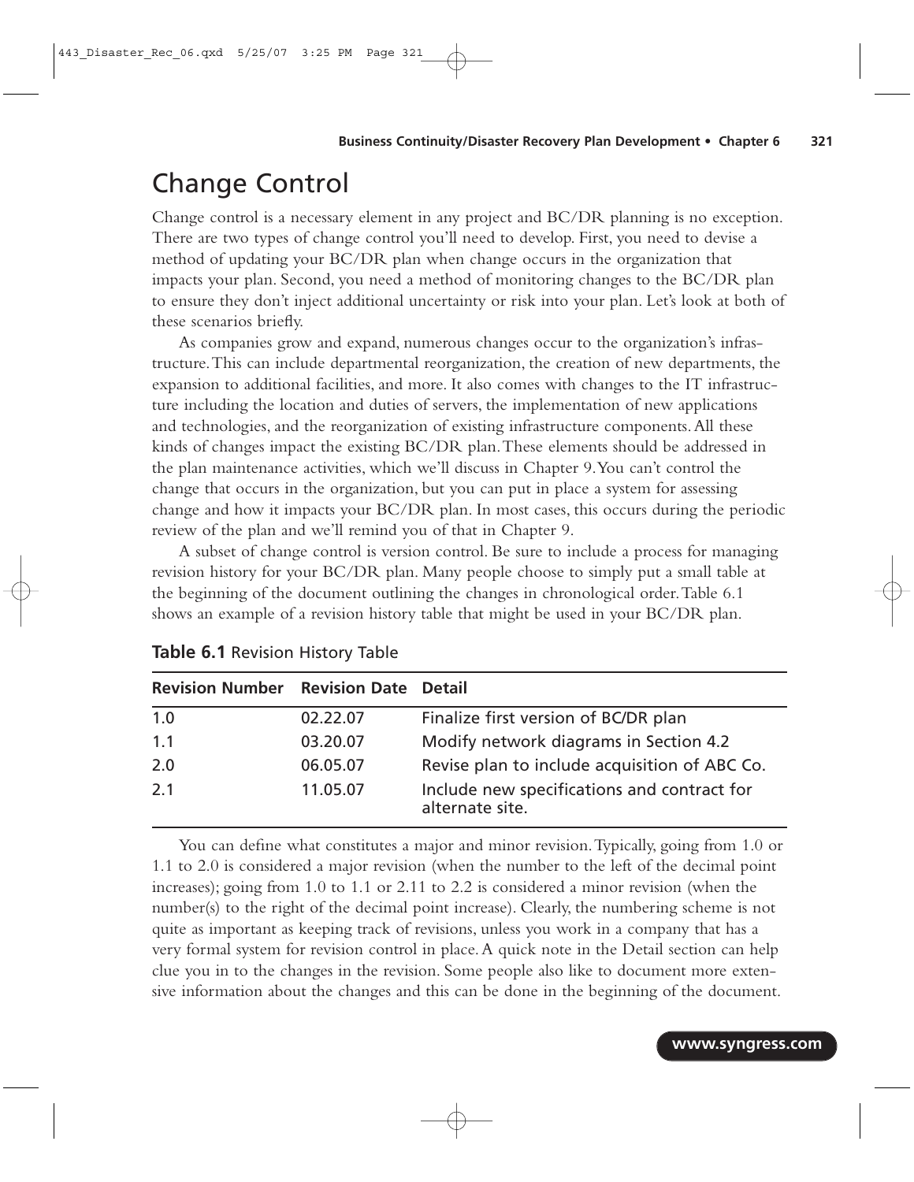# Change Control

Change control is a necessary element in any project and BC/DR planning is no exception. There are two types of change control you'll need to develop. First, you need to devise a method of updating your BC/DR plan when change occurs in the organization that impacts your plan. Second, you need a method of monitoring changes to the BC/DR plan to ensure they don't inject additional uncertainty or risk into your plan. Let's look at both of these scenarios briefly.

As companies grow and expand, numerous changes occur to the organization's infrastructure. This can include departmental reorganization, the creation of new departments, the expansion to additional facilities, and more. It also comes with changes to the IT infrastructure including the location and duties of servers, the implementation of new applications and technologies, and the reorganization of existing infrastructure components. All these kinds of changes impact the existing BC/DR plan. These elements should be addressed in the plan maintenance activities, which we'll discuss in Chapter 9. You can't control the change that occurs in the organization, but you can put in place a system for assessing change and how it impacts your BC/DR plan. In most cases, this occurs during the periodic review of the plan and we'll remind you of that in Chapter 9.

A subset of change control is version control. Be sure to include a process for managing revision history for your BC/DR plan. Many people choose to simply put a small table at the beginning of the document outlining the changes in chronological order. Table 6.1 shows an example of a revision history table that might be used in your BC/DR plan.

**Table 6.1** Revision History Table

| Revision Number | Revision Date | Detail |
|---|---|---|
| 1.0 | 02.22.07 | Finalize first version of BC/DR plan |
| 1.1 | 03.20.07 | Modify network diagrams in Section 4.2 |
| 2.0 | 06.05.07 | Revise plan to include acquisition of ABC Co. |
| 2.1 | 11.05.07 | Include new specifications and contract for alternate site. |

You can define what constitutes a major and minor revision. Typically, going from 1.0 or 1.1 to 2.0 is considered a major revision (when the number to the left of the decimal point increases); going from 1.0 to 1.1 or 2.11 to 2.2 is considered a minor revision (when the number(s) to the right of the decimal point increase). Clearly, the numbering scheme is not quite as important as keeping track of revisions, unless you work in a company that has a very formal system for revision control in place. A quick note in the Detail section can help clue you in to the changes in the revision. Some people also like to document more extensive information about the changes and this can be done in the beginning of the document.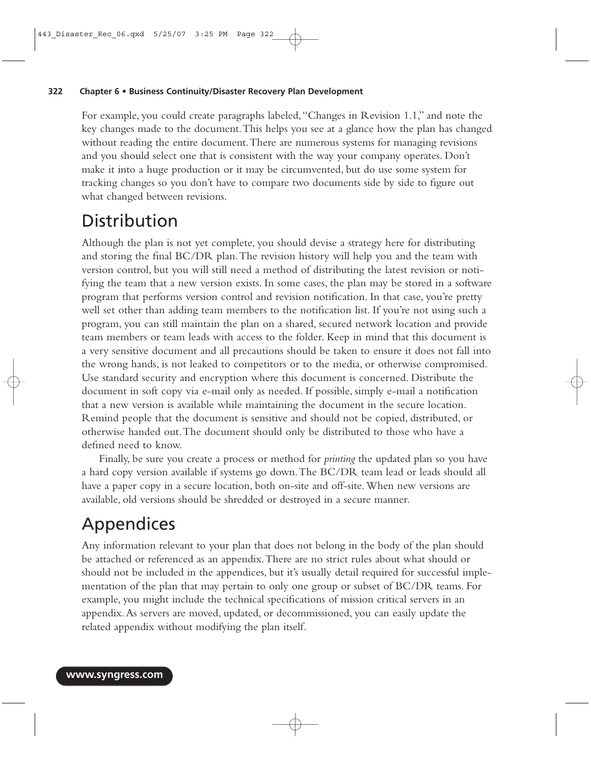For example, you could create paragraphs labeled, "Changes in Revision 1.1," and note the key changes made to the document. This helps you see at a glance how the plan has changed without reading the entire document. There are numerous systems for managing revisions and you should select one that is consistent with the way your company operates. Don't make it into a huge production or it may be circumvented, but do use some system for tracking changes so you don't have to compare two documents side by side to figure out what changed between revisions.

## Distribution

Although the plan is not yet complete, you should devise a strategy here for distributing and storing the final BC/DR plan. The revision history will help you and the team with version control, but you will still need a method of distributing the latest revision or notifying the team that a new version exists. In some cases, the plan may be stored in a software program that performs version control and revision notification. In that case, you're pretty well set other than adding team members to the notification list. If you're not using such a program, you can still maintain the plan on a shared, secured network location and provide team members or team leads with access to the folder. Keep in mind that this document is a very sensitive document and all precautions should be taken to ensure it does not fall into the wrong hands, is not leaked to competitors or to the media, or otherwise compromised. Use standard security and encryption where this document is concerned. Distribute the document in soft copy via e-mail only as needed. If possible, simply e-mail a notification that a new version is available while maintaining the document in the secure location. Remind people that the document is sensitive and should not be copied, distributed, or otherwise handed out. The document should only be distributed to those who have a defined need to know.

Finally, be sure you create a process or method for *printing* the updated plan so you have a hard copy version available if systems go down. The BC/DR team lead or leads should all have a paper copy in a secure location, both on-site and off-site. When new versions are available, old versions should be shredded or destroyed in a secure manner.

## Appendices

Any information relevant to your plan that does not belong in the body of the plan should be attached or referenced as an appendix. There are no strict rules about what should or should not be included in the appendices, but it's usually detail required for successful implementation of the plan that may pertain to only one group or subset of BC/DR teams. For example, you might include the technical specifications of mission critical servers in an appendix. As servers are moved, updated, or decommissioned, you can easily update the related appendix without modifying the plan itself.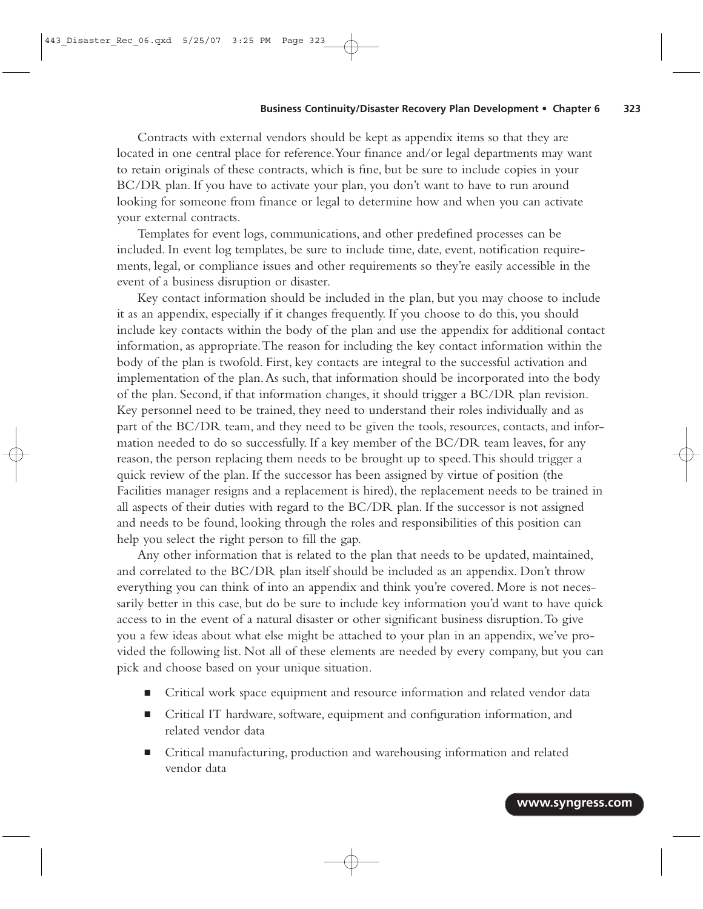Contracts with external vendors should be kept as appendix items so that they are located in one central place for reference. Your finance and/or legal departments may want to retain originals of these contracts, which is fine, but be sure to include copies in your BC/DR plan. If you have to activate your plan, you don't want to have to run around looking for someone from finance or legal to determine how and when you can activate your external contracts.

Templates for event logs, communications, and other predefined processes can be included. In event log templates, be sure to include time, date, event, notification requirements, legal, or compliance issues and other requirements so they're easily accessible in the event of a business disruption or disaster.

Key contact information should be included in the plan, but you may choose to include it as an appendix, especially if it changes frequently. If you choose to do this, you should include key contacts within the body of the plan and use the appendix for additional contact information, as appropriate. The reason for including the key contact information within the body of the plan is twofold. First, key contacts are integral to the successful activation and implementation of the plan. As such, that information should be incorporated into the body of the plan. Second, if that information changes, it should trigger a BC/DR plan revision. Key personnel need to be trained, they need to understand their roles individually and as part of the BC/DR team, and they need to be given the tools, resources, contacts, and information needed to do so successfully. If a key member of the BC/DR team leaves, for any reason, the person replacing them needs to be brought up to speed. This should trigger a quick review of the plan. If the successor has been assigned by virtue of position (the Facilities manager resigns and a replacement is hired), the replacement needs to be trained in all aspects of their duties with regard to the BC/DR plan. If the successor is not assigned and needs to be found, looking through the roles and responsibilities of this position can help you select the right person to fill the gap.

Any other information that is related to the plan that needs to be updated, maintained, and correlated to the BC/DR plan itself should be included as an appendix. Don't throw everything you can think of into an appendix and think you're covered. More is not necessarily better in this case, but do be sure to include key information you'd want to have quick access to in the event of a natural disaster or other significant business disruption. To give you a few ideas about what else might be attached to your plan in an appendix, we've provided the following list. Not all of these elements are needed by every company, but you can pick and choose based on your unique situation.

- Critical work space equipment and resource information and related vendor data
- Critical IT hardware, software, equipment and configuration information, and related vendor data
- Critical manufacturing, production and warehousing information and related vendor data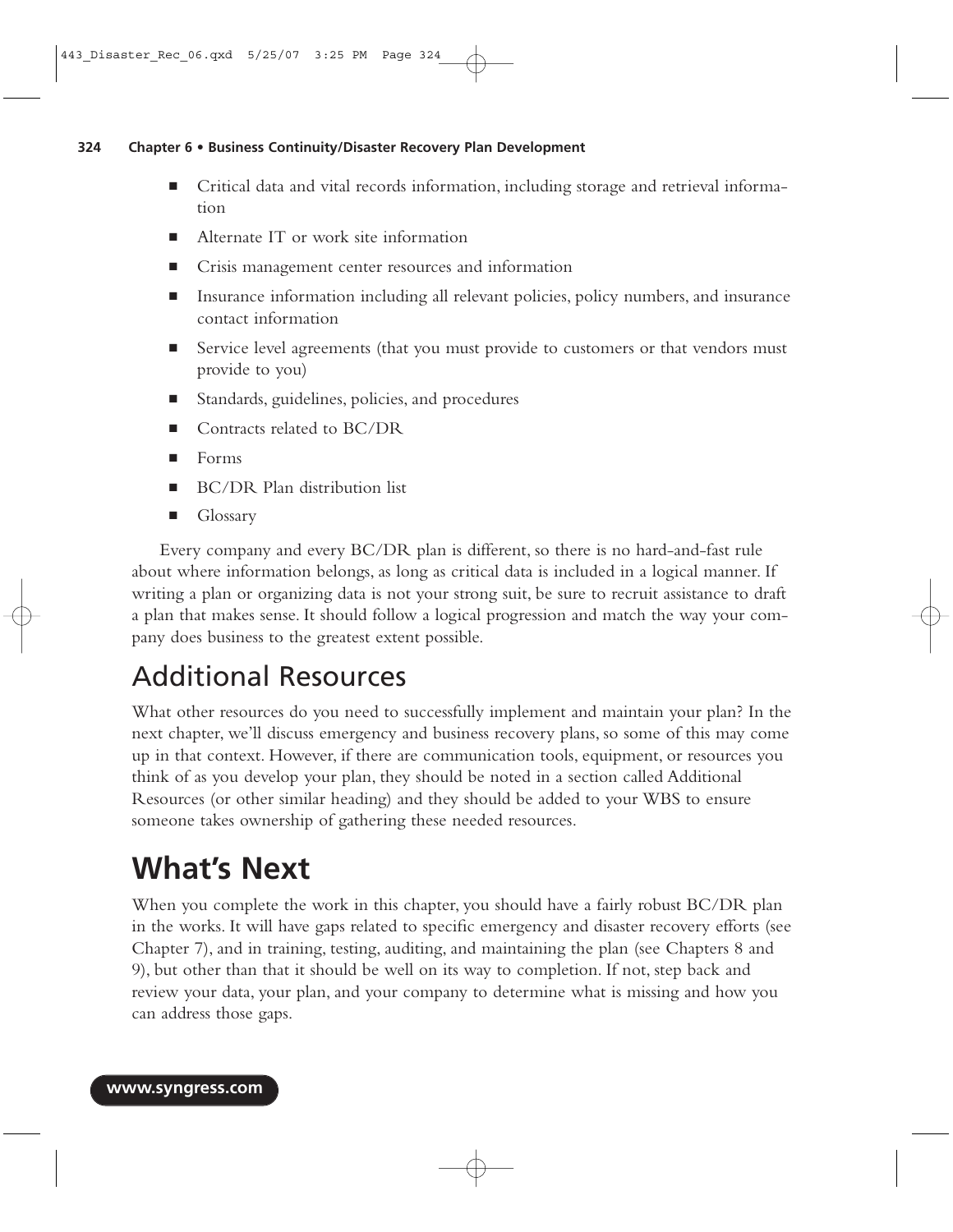- Critical data and vital records information, including storage and retrieval information
- Alternate IT or work site information
- Crisis management center resources and information
- Insurance information including all relevant policies, policy numbers, and insurance contact information
- Service level agreements (that you must provide to customers or that vendors must provide to you)
- Standards, guidelines, policies, and procedures
- Contracts related to BC/DR
- Forms
- BC/DR Plan distribution list
- Glossary

Every company and every BC/DR plan is different, so there is no hard-and-fast rule about where information belongs, as long as critical data is included in a logical manner. If writing a plan or organizing data is not your strong suit, be sure to recruit assistance to draft a plan that makes sense. It should follow a logical progression and match the way your company does business to the greatest extent possible.

## Additional Resources

What other resources do you need to successfully implement and maintain your plan? In the next chapter, we'll discuss emergency and business recovery plans, so some of this may come up in that context. However, if there are communication tools, equipment, or resources you think of as you develop your plan, they should be noted in a section called Additional Resources (or other similar heading) and they should be added to your WBS to ensure someone takes ownership of gathering these needed resources.

# What's Next

When you complete the work in this chapter, you should have a fairly robust BC/DR plan in the works. It will have gaps related to specific emergency and disaster recovery efforts (see Chapter 7), and in training, testing, auditing, and maintaining the plan (see Chapters 8 and 9), but other than that it should be well on its way to completion. If not, step back and review your data, your plan, and your company to determine what is missing and how you can address those gaps.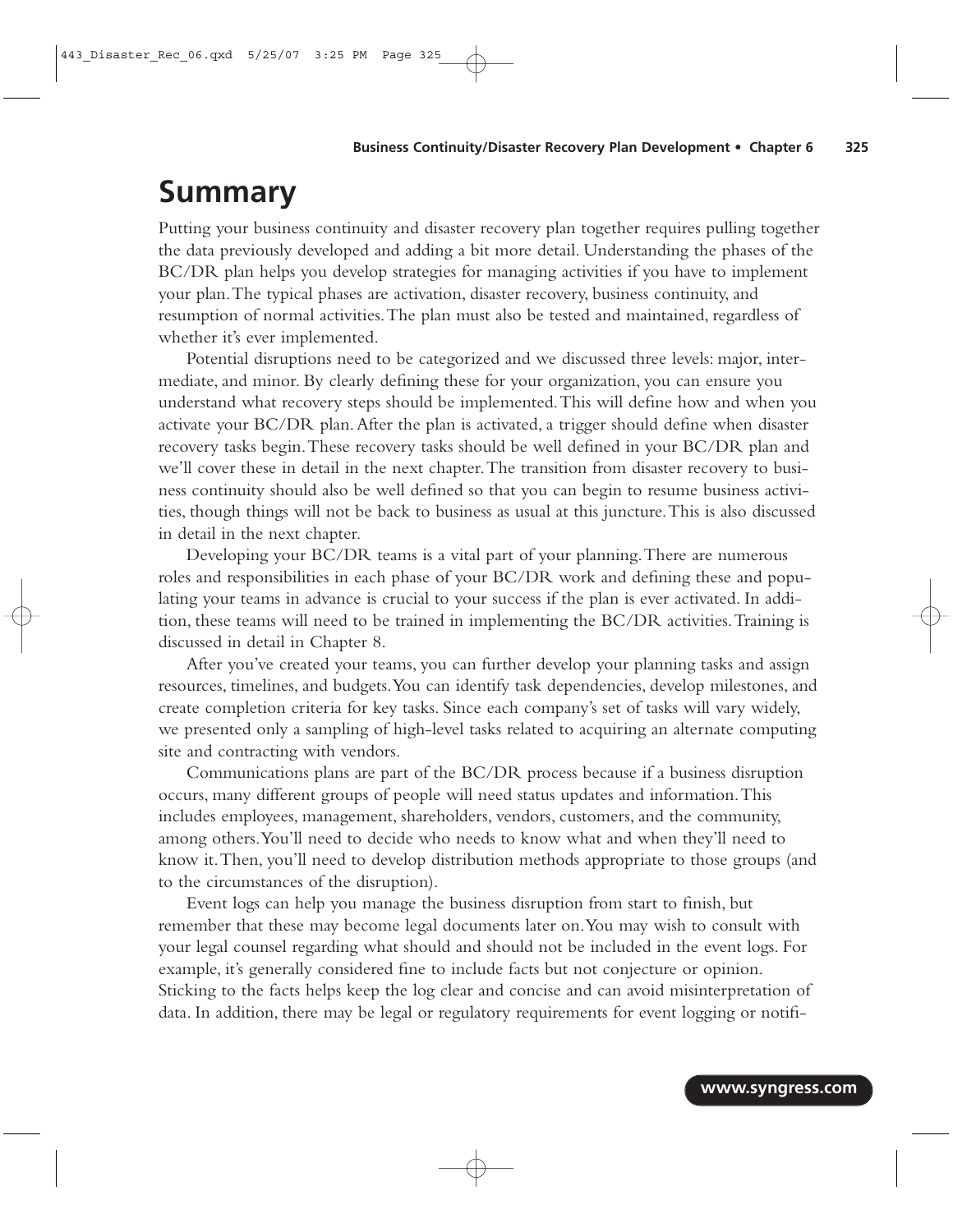# Summary

Putting your business continuity and disaster recovery plan together requires pulling together the data previously developed and adding a bit more detail. Understanding the phases of the BC/DR plan helps you develop strategies for managing activities if you have to implement your plan. The typical phases are activation, disaster recovery, business continuity, and resumption of normal activities. The plan must also be tested and maintained, regardless of whether it's ever implemented.

Potential disruptions need to be categorized and we discussed three levels: major, intermediate, and minor. By clearly defining these for your organization, you can ensure you understand what recovery steps should be implemented. This will define how and when you activate your BC/DR plan. After the plan is activated, a trigger should define when disaster recovery tasks begin. These recovery tasks should be well defined in your BC/DR plan and we'll cover these in detail in the next chapter. The transition from disaster recovery to business continuity should also be well defined so that you can begin to resume business activities, though things will not be back to business as usual at this juncture. This is also discussed in detail in the next chapter.

Developing your BC/DR teams is a vital part of your planning. There are numerous roles and responsibilities in each phase of your BC/DR work and defining these and populating your teams in advance is crucial to your success if the plan is ever activated. In addition, these teams will need to be trained in implementing the BC/DR activities. Training is discussed in detail in Chapter 8.

After you've created your teams, you can further develop your planning tasks and assign resources, timelines, and budgets. You can identify task dependencies, develop milestones, and create completion criteria for key tasks. Since each company's set of tasks will vary widely, we presented only a sampling of high-level tasks related to acquiring an alternate computing site and contracting with vendors.

Communications plans are part of the BC/DR process because if a business disruption occurs, many different groups of people will need status updates and information. This includes employees, management, shareholders, vendors, customers, and the community, among others. You'll need to decide who needs to know what and when they'll need to know it. Then, you'll need to develop distribution methods appropriate to those groups (and to the circumstances of the disruption).

Event logs can help you manage the business disruption from start to finish, but remember that these may become legal documents later on. You may wish to consult with your legal counsel regarding what should and should not be included in the event logs. For example, it's generally considered fine to include facts but not conjecture or opinion. Sticking to the facts helps keep the log clear and concise and can avoid misinterpretation of data. In addition, there may be legal or regulatory requirements for event logging or notifi-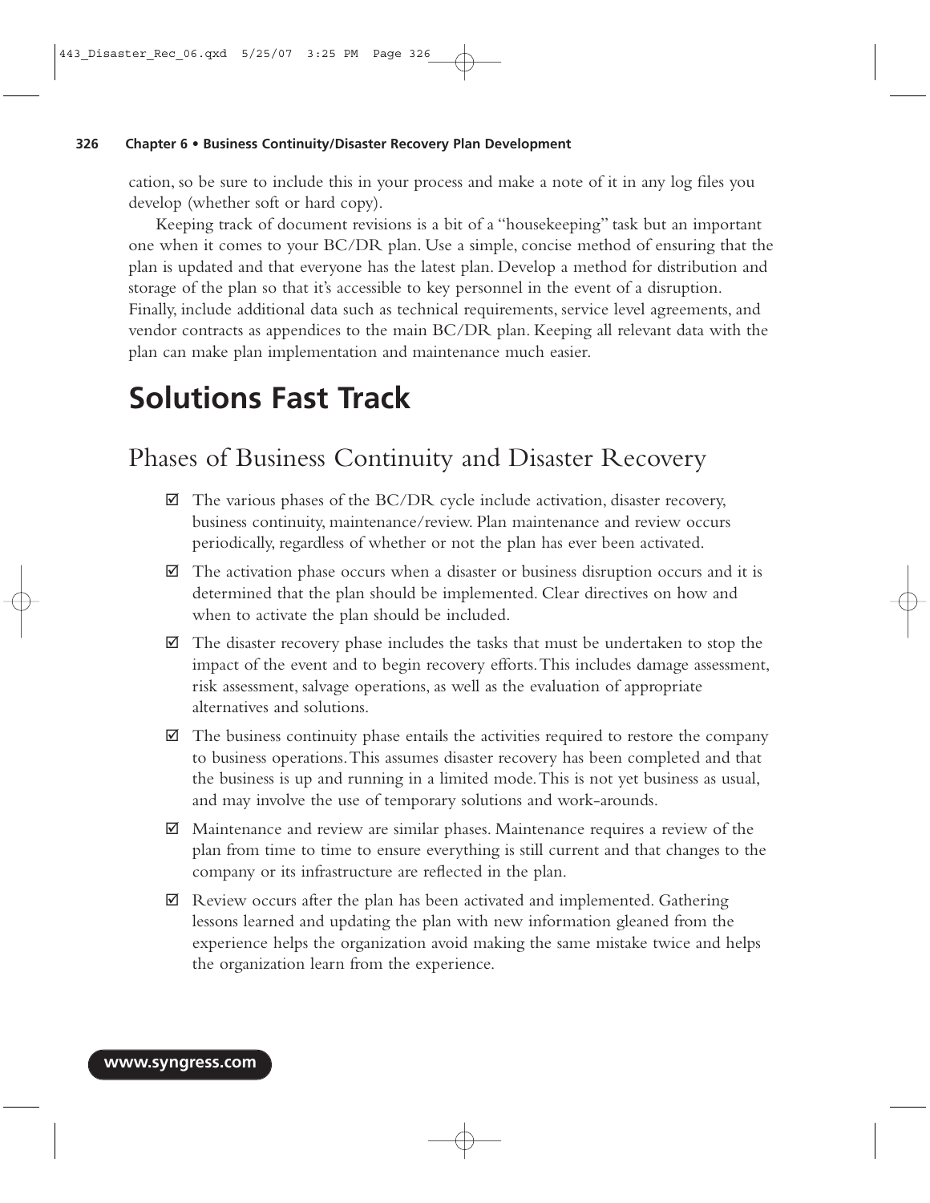cation, so be sure to include this in your process and make a note of it in any log files you develop (whether soft or hard copy).

Keeping track of document revisions is a bit of a "housekeeping" task but an important one when it comes to your BC/DR plan. Use a simple, concise method of ensuring that the plan is updated and that everyone has the latest plan. Develop a method for distribution and storage of the plan so that it's accessible to key personnel in the event of a disruption. Finally, include additional data such as technical requirements, service level agreements, and vendor contracts as appendices to the main BC/DR plan. Keeping all relevant data with the plan can make plan implementation and maintenance much easier.

# Solutions Fast Track

## Phases of Business Continuity and Disaster Recovery

- ☑ The various phases of the BC/DR cycle include activation, disaster recovery, business continuity, maintenance/review. Plan maintenance and review occurs periodically, regardless of whether or not the plan has ever been activated.
- ☑ The activation phase occurs when a disaster or business disruption occurs and it is determined that the plan should be implemented. Clear directives on how and when to activate the plan should be included.
- ☑ The disaster recovery phase includes the tasks that must be undertaken to stop the impact of the event and to begin recovery efforts. This includes damage assessment, risk assessment, salvage operations, as well as the evaluation of appropriate alternatives and solutions.
- ☑ The business continuity phase entails the activities required to restore the company to business operations. This assumes disaster recovery has been completed and that the business is up and running in a limited mode. This is not yet business as usual, and may involve the use of temporary solutions and work-arounds.
- ☑ Maintenance and review are similar phases. Maintenance requires a review of the plan from time to time to ensure everything is still current and that changes to the company or its infrastructure are reflected in the plan.
- ☑ Review occurs after the plan has been activated and implemented. Gathering lessons learned and updating the plan with new information gleaned from the experience helps the organization avoid making the same mistake twice and helps the organization learn from the experience.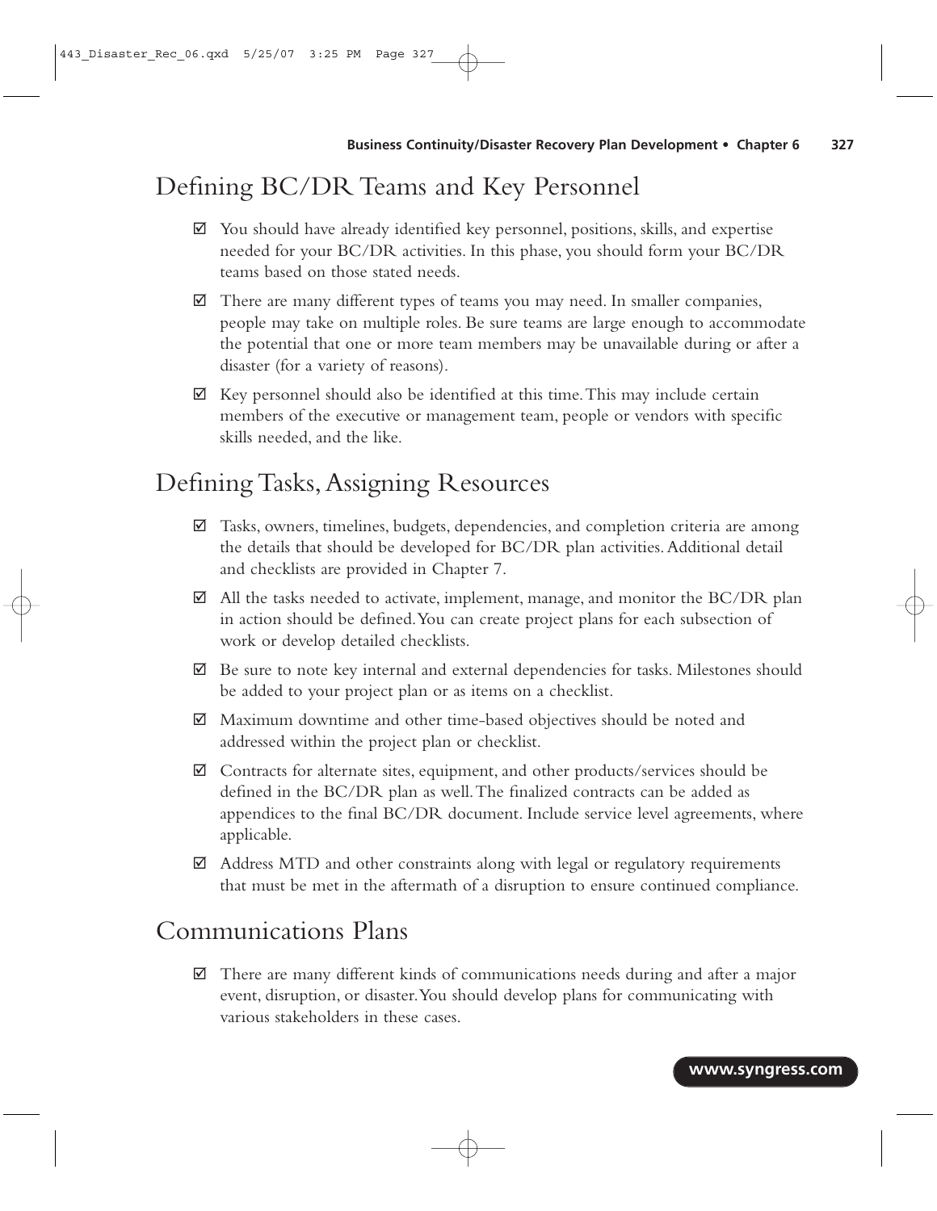## Defining BC/DR Teams and Key Personnel

- ☑ You should have already identified key personnel, positions, skills, and expertise needed for your BC/DR activities. In this phase, you should form your BC/DR teams based on those stated needs.
- ☑ There are many different types of teams you may need. In smaller companies, people may take on multiple roles. Be sure teams are large enough to accommodate the potential that one or more team members may be unavailable during or after a disaster (for a variety of reasons).
- ☑ Key personnel should also be identified at this time. This may include certain members of the executive or management team, people or vendors with specific skills needed, and the like.

## Defining Tasks, Assigning Resources

- ☑ Tasks, owners, timelines, budgets, dependencies, and completion criteria are among the details that should be developed for BC/DR plan activities. Additional detail and checklists are provided in Chapter 7.
- ☑ All the tasks needed to activate, implement, manage, and monitor the BC/DR plan in action should be defined. You can create project plans for each subsection of work or develop detailed checklists.
- ☑ Be sure to note key internal and external dependencies for tasks. Milestones should be added to your project plan or as items on a checklist.
- ☑ Maximum downtime and other time-based objectives should be noted and addressed within the project plan or checklist.
- ☑ Contracts for alternate sites, equipment, and other products/services should be defined in the BC/DR plan as well. The finalized contracts can be added as appendices to the final BC/DR document. Include service level agreements, where applicable.
- ☑ Address MTD and other constraints along with legal or regulatory requirements that must be met in the aftermath of a disruption to ensure continued compliance.

## Communications Plans

- ☑ There are many different kinds of communications needs during and after a major event, disruption, or disaster. You should develop plans for communicating with various stakeholders in these cases.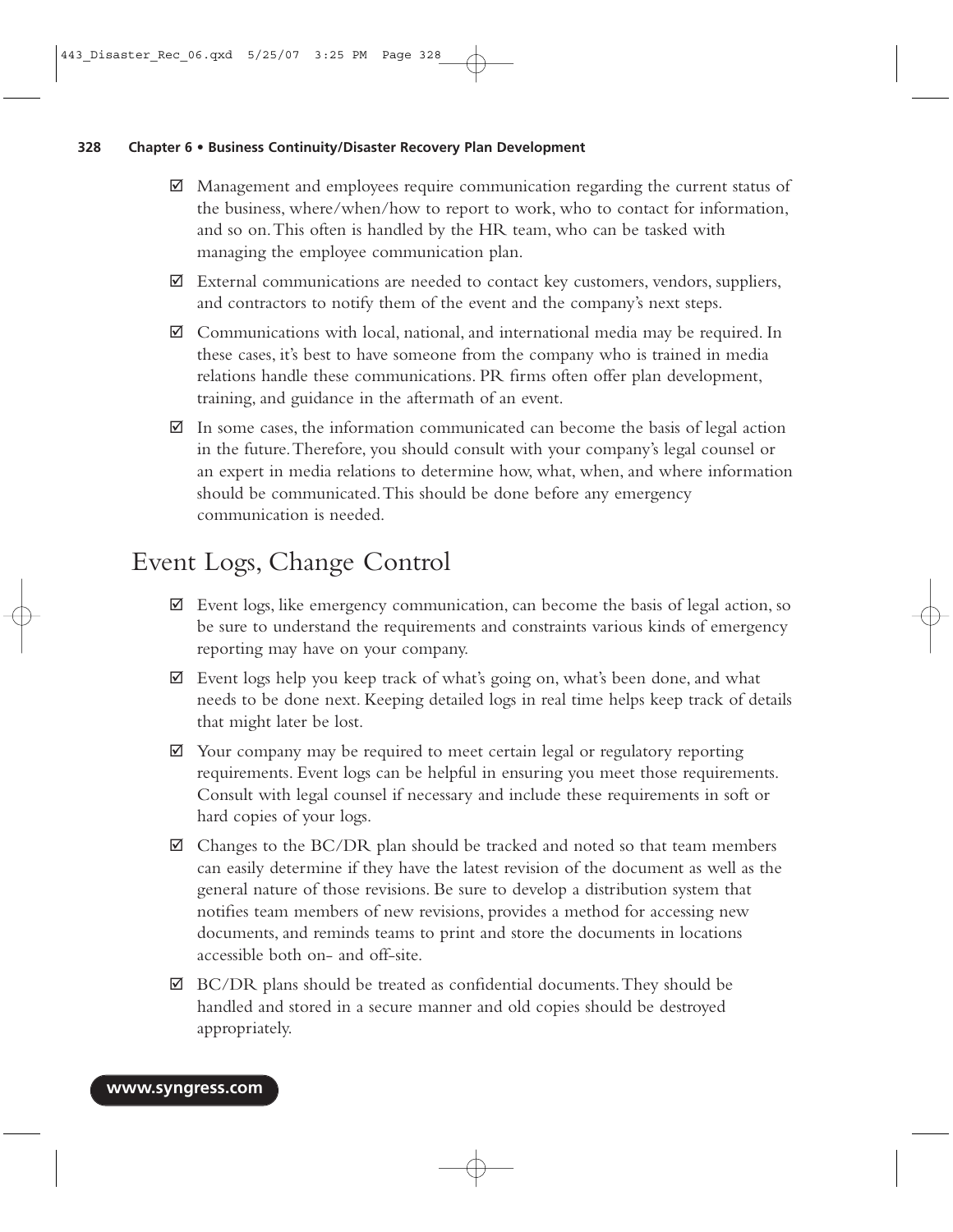- ☑ Management and employees require communication regarding the current status of the business, where/when/how to report to work, who to contact for information, and so on. This often is handled by the HR team, who can be tasked with managing the employee communication plan.
- ☑ External communications are needed to contact key customers, vendors, suppliers, and contractors to notify them of the event and the company's next steps.
- ☑ Communications with local, national, and international media may be required. In these cases, it's best to have someone from the company who is trained in media relations handle these communications. PR firms often offer plan development, training, and guidance in the aftermath of an event.
- ☑ In some cases, the information communicated can become the basis of legal action in the future. Therefore, you should consult with your company's legal counsel or an expert in media relations to determine how, what, when, and where information should be communicated. This should be done before any emergency communication is needed.

## Event Logs, Change Control

- ☑ Event logs, like emergency communication, can become the basis of legal action, so be sure to understand the requirements and constraints various kinds of emergency reporting may have on your company.
- ☑ Event logs help you keep track of what's going on, what's been done, and what needs to be done next. Keeping detailed logs in real time helps keep track of details that might later be lost.
- ☑ Your company may be required to meet certain legal or regulatory reporting requirements. Event logs can be helpful in ensuring you meet those requirements. Consult with legal counsel if necessary and include these requirements in soft or hard copies of your logs.
- ☑ Changes to the BC/DR plan should be tracked and noted so that team members can easily determine if they have the latest revision of the document as well as the general nature of those revisions. Be sure to develop a distribution system that notifies team members of new revisions, provides a method for accessing new documents, and reminds teams to print and store the documents in locations accessible both on- and off-site.
- ☑ BC/DR plans should be treated as confidential documents. They should be handled and stored in a secure manner and old copies should be destroyed appropriately.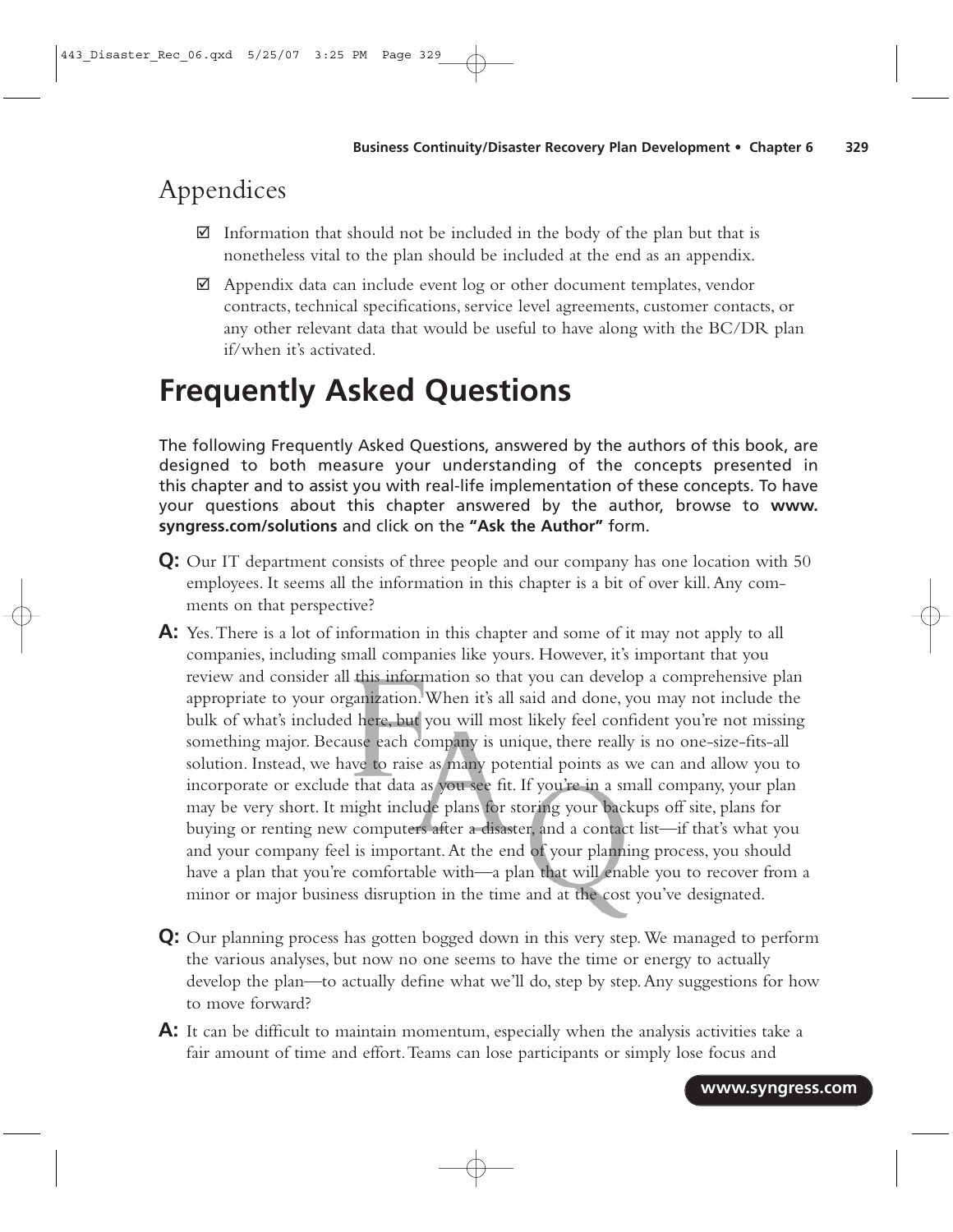## Appendices

- ☑ Information that should not be included in the body of the plan but that is nonetheless vital to the plan should be included at the end as an appendix.
- ☑ Appendix data can include event log or other document templates, vendor contracts, technical specifications, service level agreements, customer contacts, or any other relevant data that would be useful to have along with the BC/DR plan if/when it's activated.

# Frequently Asked Questions

The following Frequently Asked Questions, answered by the authors of this book, are designed to both measure your understanding of the concepts presented in this chapter and to assist you with real-life implementation of these concepts. To have your questions about this chapter answered by the author, browse to **www.syngress.com/solutions** and click on the **"Ask the Author"** form.

**Q:** Our IT department consists of three people and our company has one location with 50 employees. It seems all the information in this chapter is a bit of over kill. Any comments on that perspective?

**A:** Yes. There is a lot of information in this chapter and some of it may not apply to all companies, including small companies like yours. However, it's important that you review and consider all this information so that you can develop a comprehensive plan appropriate to your organization. When it's all said and done, you may not include the bulk of what's included here, but you will most likely feel confident you're not missing something major. Because each company is unique, there really is no one-size-fits-all solution. Instead, we have to raise as many potential points as we can and allow you to incorporate or exclude that data as you see fit. If you're in a small company, your plan may be very short. It might include plans for storing your backups off site, plans for buying or renting new computers after a disaster, and a contact list—if that's what you and your company feel is important. At the end of your planning process, you should have a plan that you're comfortable with—a plan that will enable you to recover from a minor or major business disruption in the time and at the cost you've designated.

**Q:** Our planning process has gotten bogged down in this very step. We managed to perform the various analyses, but now no one seems to have the time or energy to actually develop the plan—to actually define what we'll do, step by step. Any suggestions for how to move forward?

**A:** It can be difficult to maintain momentum, especially when the analysis activities take a fair amount of time and effort. Teams can lose participants or simply lose focus and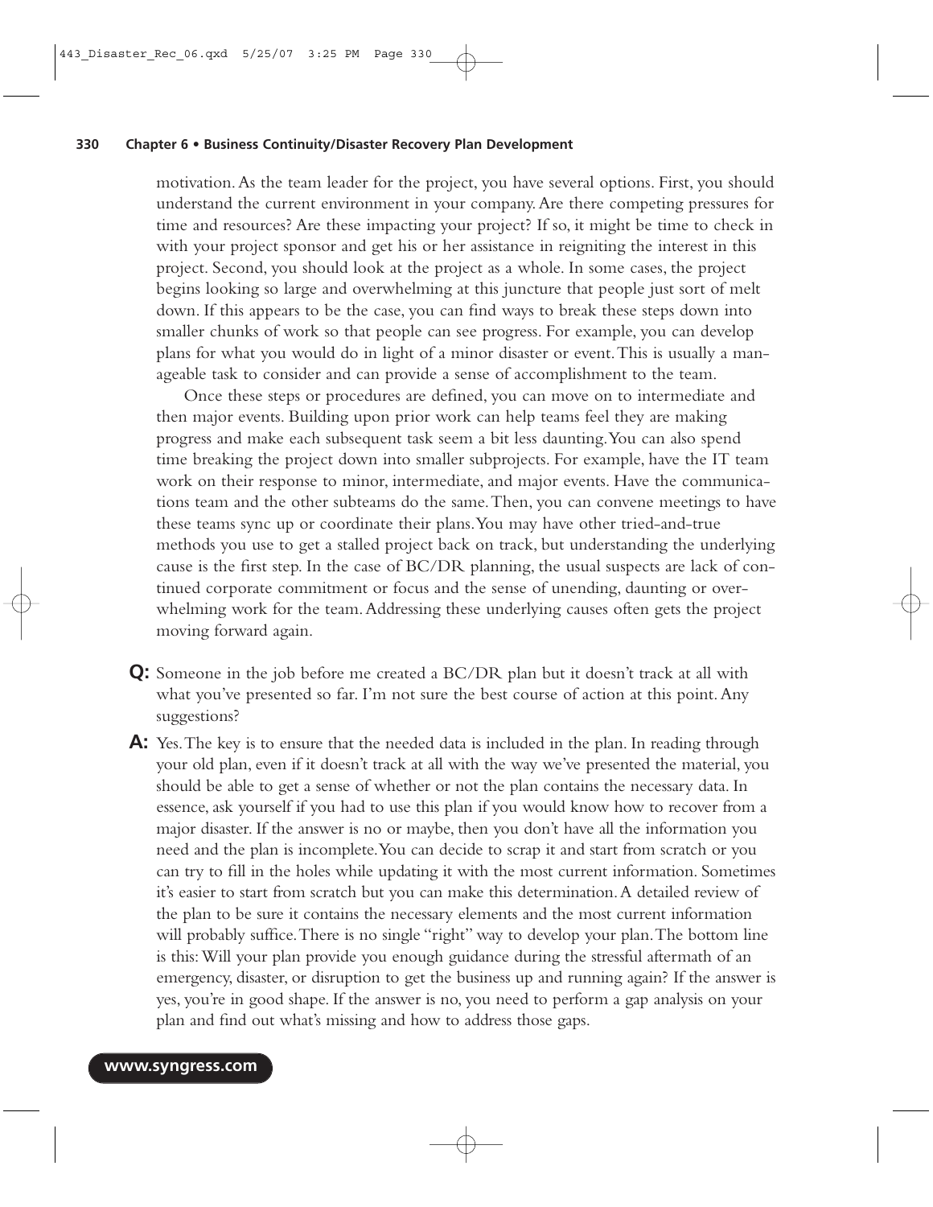motivation. As the team leader for the project, you have several options. First, you should understand the current environment in your company. Are there competing pressures for time and resources? Are these impacting your project? If so, it might be time to check in with your project sponsor and get his or her assistance in reigniting the interest in this project. Second, you should look at the project as a whole. In some cases, the project begins looking so large and overwhelming at this juncture that people just sort of melt down. If this appears to be the case, you can find ways to break these steps down into smaller chunks of work so that people can see progress. For example, you can develop plans for what you would do in light of a minor disaster or event. This is usually a manageable task to consider and can provide a sense of accomplishment to the team.

Once these steps or procedures are defined, you can move on to intermediate and then major events. Building upon prior work can help teams feel they are making progress and make each subsequent task seem a bit less daunting. You can also spend time breaking the project down into smaller subprojects. For example, have the IT team work on their response to minor, intermediate, and major events. Have the communications team and the other subteams do the same. Then, you can convene meetings to have these teams sync up or coordinate their plans. You may have other tried-and-true methods you use to get a stalled project back on track, but understanding the underlying cause is the first step. In the case of BC/DR planning, the usual suspects are lack of continued corporate commitment or focus and the sense of unending, daunting or overwhelming work for the team. Addressing these underlying causes often gets the project moving forward again.

**Q:** Someone in the job before me created a BC/DR plan but it doesn't track at all with what you've presented so far. I'm not sure the best course of action at this point. Any suggestions?

**A:** Yes. The key is to ensure that the needed data is included in the plan. In reading through your old plan, even if it doesn't track at all with the way we've presented the material, you should be able to get a sense of whether or not the plan contains the necessary data. In essence, ask yourself if you had to use this plan if you would know how to recover from a major disaster. If the answer is no or maybe, then you don't have all the information you need and the plan is incomplete. You can decide to scrap it and start from scratch or you can try to fill in the holes while updating it with the most current information. Sometimes it's easier to start from scratch but you can make this determination. A detailed review of the plan to be sure it contains the necessary elements and the most current information will probably suffice. There is no single "right" way to develop your plan. The bottom line is this: Will your plan provide you enough guidance during the stressful aftermath of an emergency, disaster, or disruption to get the business up and running again? If the answer is yes, you're in good shape. If the answer is no, you need to perform a gap analysis on your plan and find out what's missing and how to address those gaps.